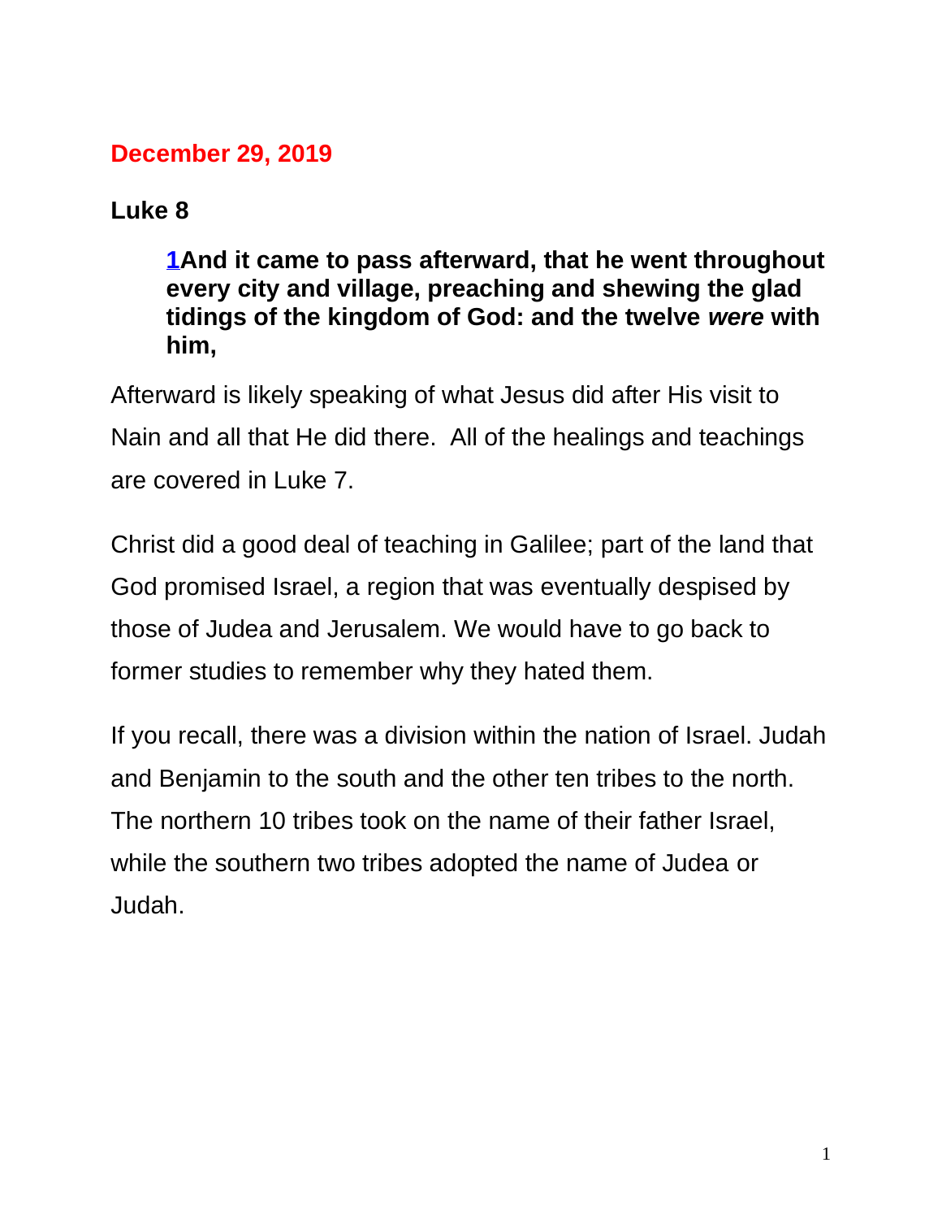**December 29, 2019**

**Luke 8**

> **1And it came to pass afterward, that he went throughout every city and village, preaching and shewing the glad tidings of the kingdom of God: and the twelve *were* with him,**

Afterward is likely speaking of what Jesus did after His visit to Nain and all that He did there. All of the healings and teachings are covered in Luke 7.

Christ did a good deal of teaching in Galilee; part of the land that God promised Israel, a region that was eventually despised by those of Judea and Jerusalem. We would have to go back to former studies to remember why they hated them.

If you recall, there was a division within the nation of Israel. Judah and Benjamin to the south and the other ten tribes to the north. The northern 10 tribes took on the name of their father Israel, while the southern two tribes adopted the name of Judea or Judah.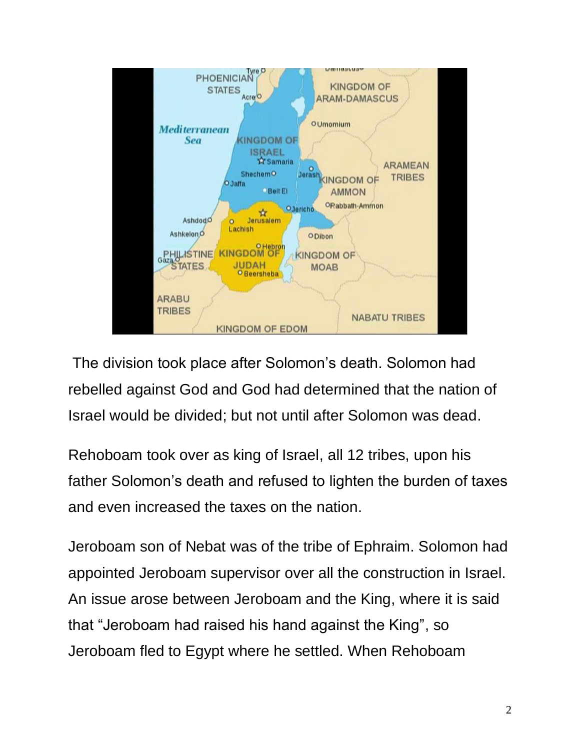The division took place after Solomon's death. Solomon had rebelled against God and God had determined that the nation of Israel would be divided; but not until after Solomon was dead.

Rehoboam took over as king of Israel, all 12 tribes, upon his father Solomon's death and refused to lighten the burden of taxes and even increased the taxes on the nation.

Jeroboam son of Nebat was of the tribe of Ephraim. Solomon had appointed Jeroboam supervisor over all the construction in Israel. An issue arose between Jeroboam and the King, where it is said that "Jeroboam had raised his hand against the King", so Jeroboam fled to Egypt where he settled. When Rehoboam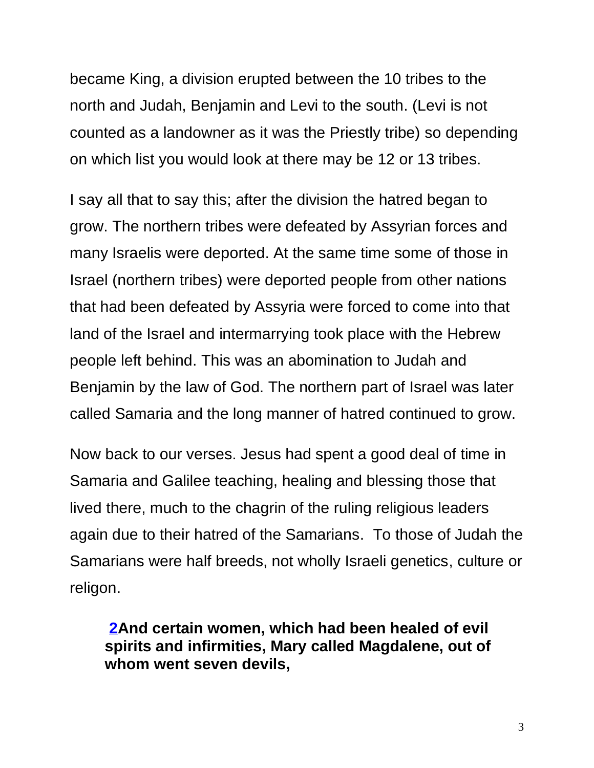became King, a division erupted between the 10 tribes to the north and Judah, Benjamin and Levi to the south. (Levi is not counted as a landowner as it was the Priestly tribe) so depending on which list you would look at there may be 12 or 13 tribes.

I say all that to say this; after the division the hatred began to grow. The northern tribes were defeated by Assyrian forces and many Israelis were deported. At the same time some of those in Israel (northern tribes) were deported people from other nations that had been defeated by Assyria were forced to come into that land of the Israel and intermarrying took place with the Hebrew people left behind. This was an abomination to Judah and Benjamin by the law of God. The northern part of Israel was later called Samaria and the long manner of hatred continued to grow.

Now back to our verses. Jesus had spent a good deal of time in Samaria and Galilee teaching, healing and blessing those that lived there, much to the chagrin of the ruling religious leaders again due to their hatred of the Samarians.  To those of Judah the Samarians were half breeds, not wholly Israeli genetics, culture or religon.

> **2And certain women, which had been healed of evil spirits and infirmities, Mary called Magdalene, out of whom went seven devils,**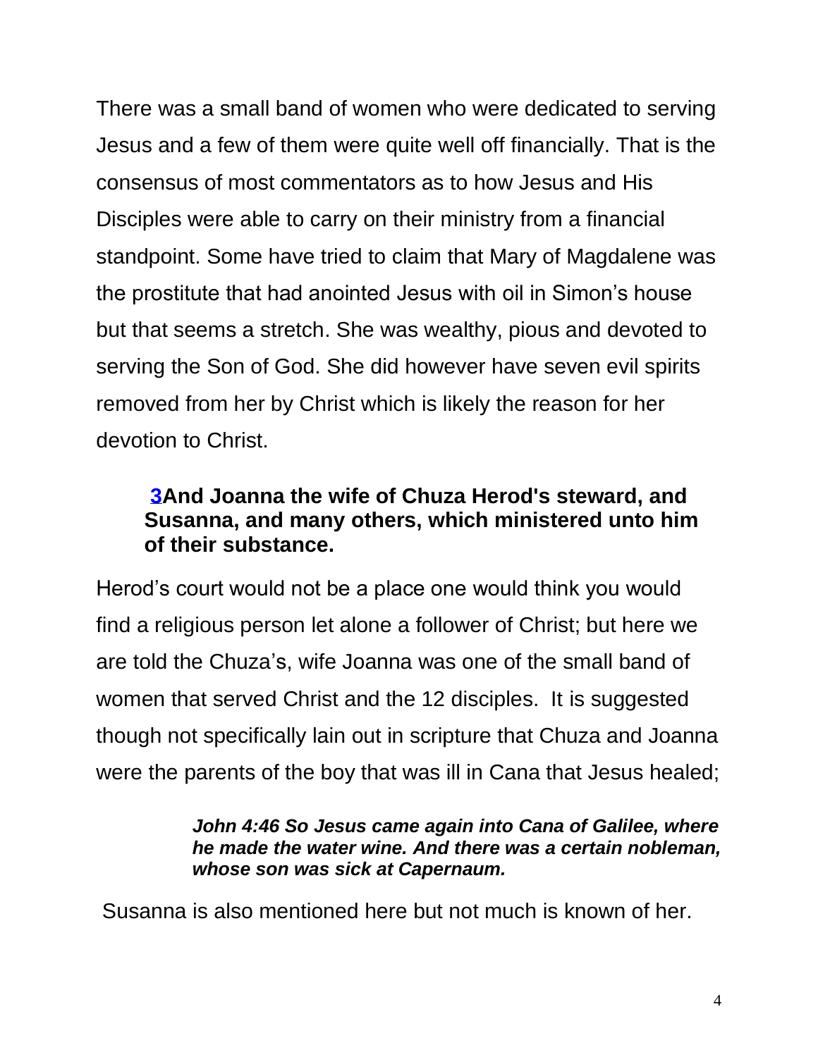There was a small band of women who were dedicated to serving Jesus and a few of them were quite well off financially. That is the consensus of most commentators as to how Jesus and His Disciples were able to carry on their ministry from a financial standpoint. Some have tried to claim that Mary of Magdalene was the prostitute that had anointed Jesus with oil in Simon's house but that seems a stretch. She was wealthy, pious and devoted to serving the Son of God. She did however have seven evil spirits removed from her by Christ which is likely the reason for her devotion to Christ.

> **3And Joanna the wife of Chuza Herod's steward, and Susanna, and many others, which ministered unto him of their substance.**

Herod's court would not be a place one would think you would find a religious person let alone a follower of Christ; but here we are told the Chuza's, wife Joanna was one of the small band of women that served Christ and the 12 disciples. It is suggested though not specifically lain out in scripture that Chuza and Joanna were the parents of the boy that was ill in Cana that Jesus healed;

> ***John 4:46 So Jesus came again into Cana of Galilee, where he made the water wine. And there was a certain nobleman, whose son was sick at Capernaum.***

Susanna is also mentioned here but not much is known of her.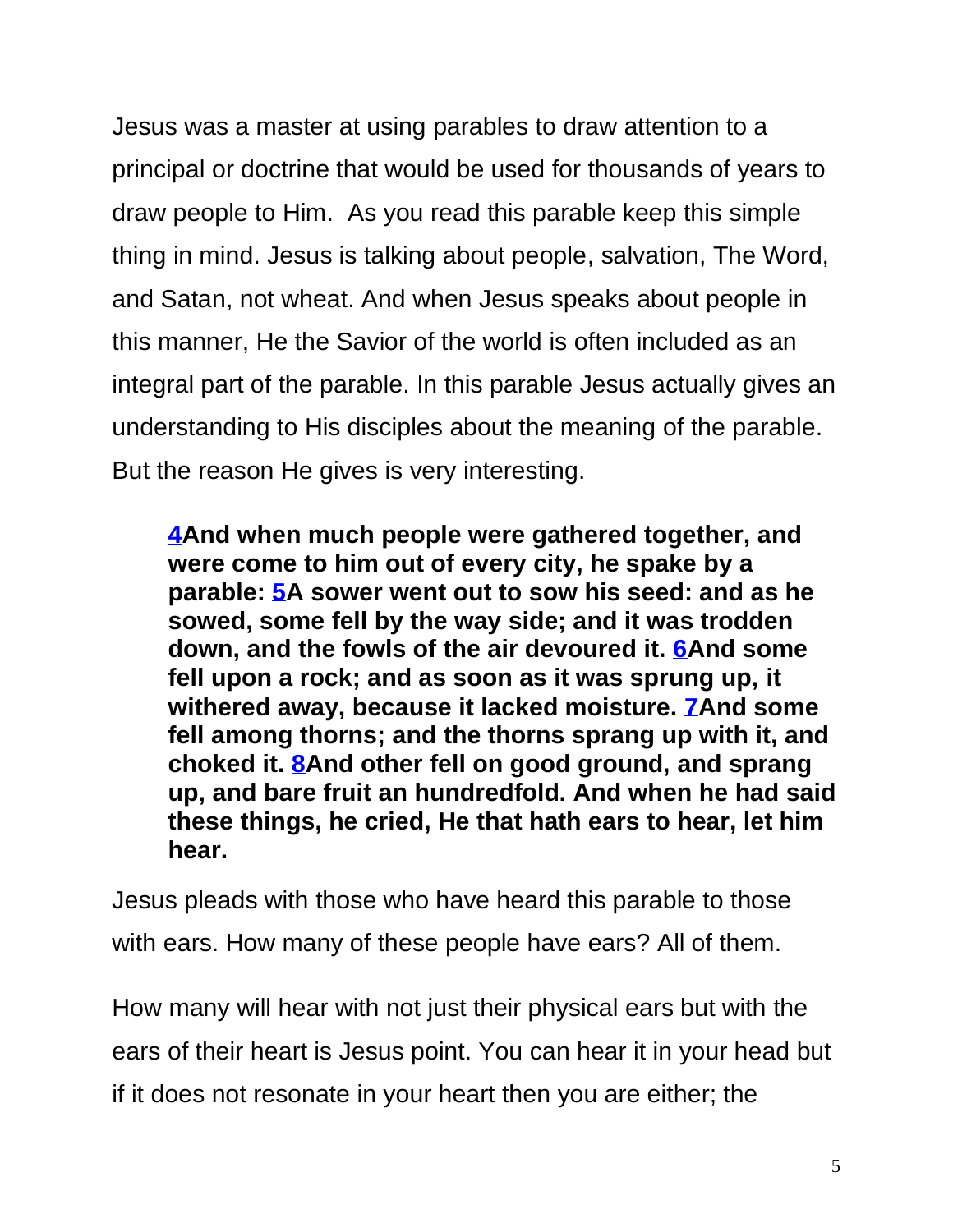Jesus was a master at using parables to draw attention to a principal or doctrine that would be used for thousands of years to draw people to Him. As you read this parable keep this simple thing in mind. Jesus is talking about people, salvation, The Word, and Satan, not wheat. And when Jesus speaks about people in this manner, He the Savior of the world is often included as an integral part of the parable. In this parable Jesus actually gives an understanding to His disciples about the meaning of the parable. But the reason He gives is very interesting.

> **4And when much people were gathered together, and were come to him out of every city, he spake by a parable: 5A sower went out to sow his seed: and as he sowed, some fell by the way side; and it was trodden down, and the fowls of the air devoured it. 6And some fell upon a rock; and as soon as it was sprung up, it withered away, because it lacked moisture. 7And some fell among thorns; and the thorns sprang up with it, and choked it. 8And other fell on good ground, and sprang up, and bare fruit an hundredfold. And when he had said these things, he cried, He that hath ears to hear, let him hear.**

Jesus pleads with those who have heard this parable to those with ears. How many of these people have ears? All of them.

How many will hear with not just their physical ears but with the ears of their heart is Jesus point. You can hear it in your head but if it does not resonate in your heart then you are either; the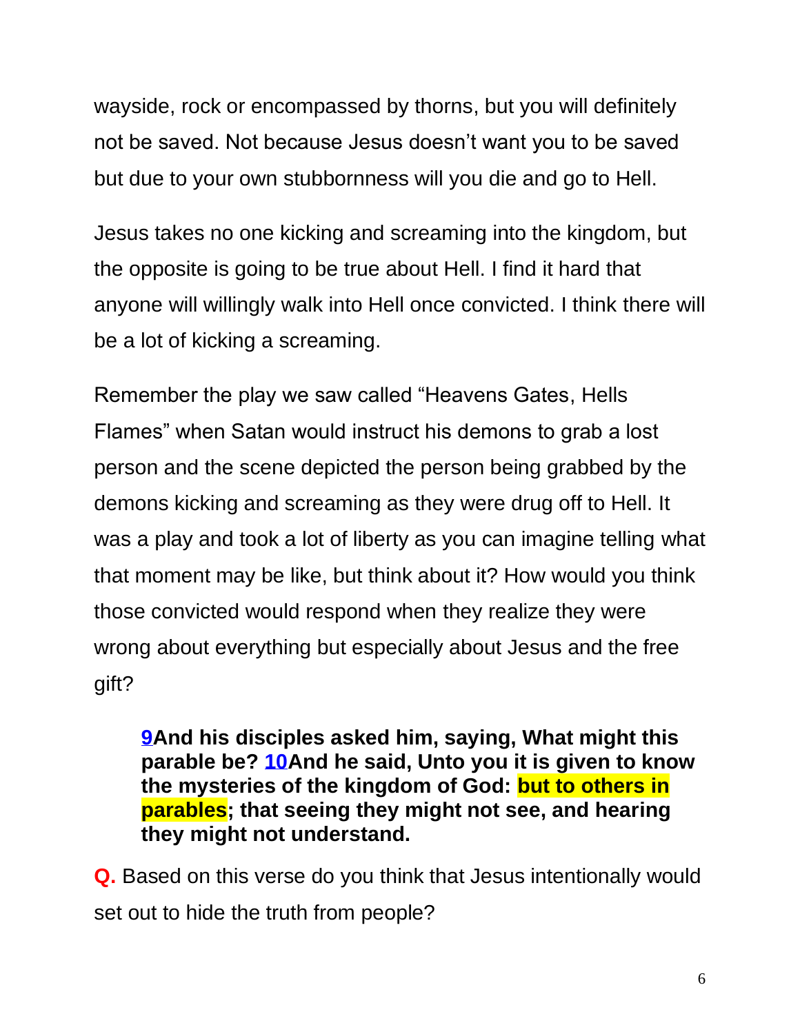wayside, rock or encompassed by thorns, but you will definitely not be saved. Not because Jesus doesn't want you to be saved but due to your own stubbornness will you die and go to Hell.

Jesus takes no one kicking and screaming into the kingdom, but the opposite is going to be true about Hell. I find it hard that anyone will willingly walk into Hell once convicted. I think there will be a lot of kicking a screaming.

Remember the play we saw called "Heavens Gates, Hells Flames" when Satan would instruct his demons to grab a lost person and the scene depicted the person being grabbed by the demons kicking and screaming as they were drug off to Hell. It was a play and took a lot of liberty as you can imagine telling what that moment may be like, but think about it? How would you think those convicted would respond when they realize they were wrong about everything but especially about Jesus and the free gift?

> **9And his disciples asked him, saying, What might this parable be? 10And he said, Unto you it is given to know the mysteries of the kingdom of God: but to others in parables; that seeing they might not see, and hearing they might not understand.**

**Q.** Based on this verse do you think that Jesus intentionally would set out to hide the truth from people?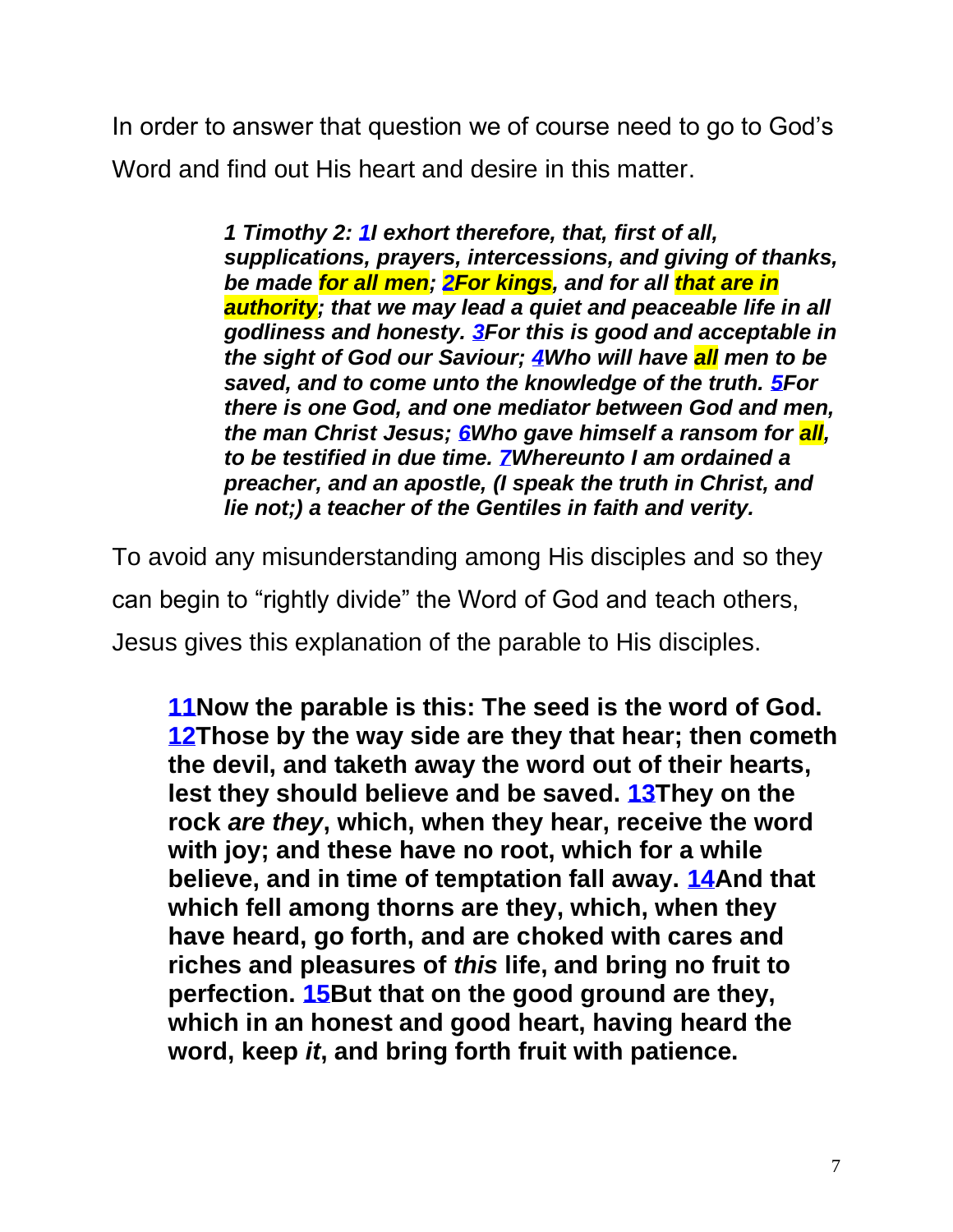In order to answer that question we of course need to go to God's Word and find out His heart and desire in this matter.

> ***1 Timothy 2: 1I exhort therefore, that, first of all, supplications, prayers, intercessions, and giving of thanks, be made for all men; 2For kings, and for all that are in authority; that we may lead a quiet and peaceable life in all godliness and honesty. 3For this is good and acceptable in the sight of God our Saviour; 4Who will have all men to be saved, and to come unto the knowledge of the truth. 5For there is one God, and one mediator between God and men, the man Christ Jesus; 6Who gave himself a ransom for all, to be testified in due time. 7Whereunto I am ordained a preacher, and an apostle, (I speak the truth in Christ, and lie not;) a teacher of the Gentiles in faith and verity.***

To avoid any misunderstanding among His disciples and so they can begin to "rightly divide" the Word of God and teach others, Jesus gives this explanation of the parable to His disciples.

> **11Now the parable is this: The seed is the word of God. 12Those by the way side are they that hear; then cometh the devil, and taketh away the word out of their hearts, lest they should believe and be saved. 13They on the rock *are they*, which, when they hear, receive the word with joy; and these have no root, which for a while believe, and in time of temptation fall away. 14And that which fell among thorns are they, which, when they have heard, go forth, and are choked with cares and riches and pleasures of *this* life, and bring no fruit to perfection. 15But that on the good ground are they, which in an honest and good heart, having heard the word, keep *it*, and bring forth fruit with patience.**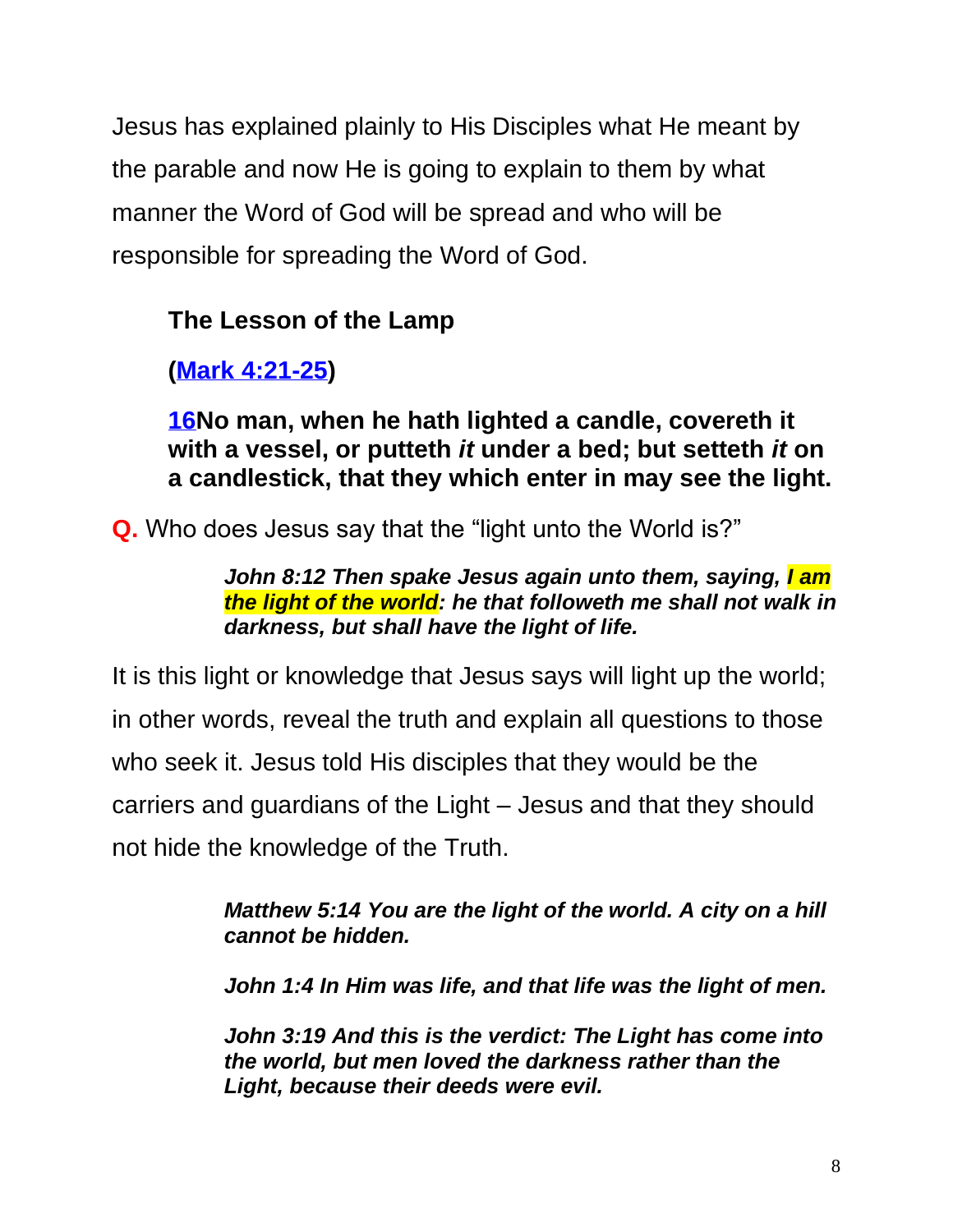Jesus has explained plainly to His Disciples what He meant by the parable and now He is going to explain to them by what manner the Word of God will be spread and who will be responsible for spreading the Word of God.

**The Lesson of the Lamp**

**(Mark 4:21-25)**

**16No man, when he hath lighted a candle, covereth it with a vessel, or putteth *it* under a bed; but setteth *it* on a candlestick, that they which enter in may see the light.**

**Q.** Who does Jesus say that the "light unto the World is?"

> ***John 8:12 Then spake Jesus again unto them, saying, I am the light of the world: he that followeth me shall not walk in darkness, but shall have the light of life.***

It is this light or knowledge that Jesus says will light up the world; in other words, reveal the truth and explain all questions to those who seek it. Jesus told His disciples that they would be the carriers and guardians of the Light – Jesus and that they should not hide the knowledge of the Truth.

> ***Matthew 5:14 You are the light of the world. A city on a hill cannot be hidden.***
>
> ***John 1:4 In Him was life, and that life was the light of men.***
>
> ***John 3:19 And this is the verdict: The Light has come into the world, but men loved the darkness rather than the Light, because their deeds were evil.***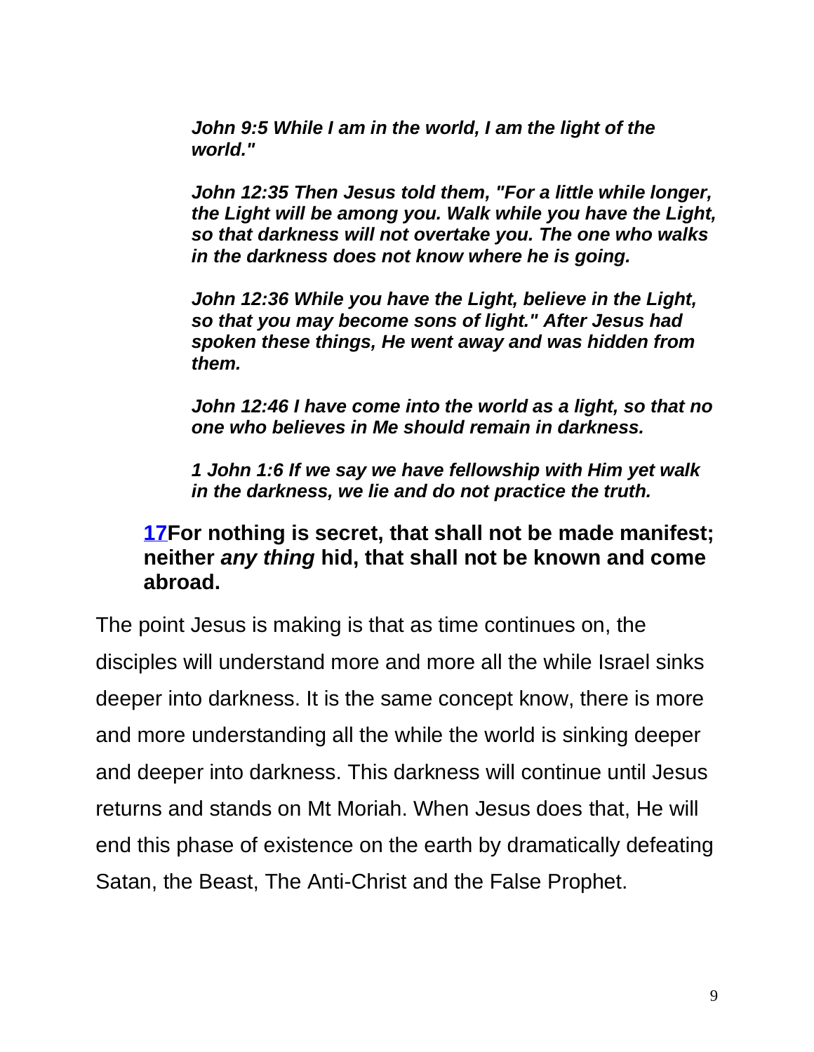> ***John 9:5 While I am in the world, I am the light of the world."***
>
> ***John 12:35 Then Jesus told them, "For a little while longer, the Light will be among you. Walk while you have the Light, so that darkness will not overtake you. The one who walks in the darkness does not know where he is going.***
>
> ***John 12:36 While you have the Light, believe in the Light, so that you may become sons of light." After Jesus had spoken these things, He went away and was hidden from them.***
>
> ***John 12:46 I have come into the world as a light, so that no one who believes in Me should remain in darkness.***
>
> ***1 John 1:6 If we say we have fellowship with Him yet walk in the darkness, we lie and do not practice the truth.***

**17For nothing is secret, that shall not be made manifest; neither *any thing* hid, that shall not be known and come abroad.**

The point Jesus is making is that as time continues on, the disciples will understand more and more all the while Israel sinks deeper into darkness. It is the same concept know, there is more and more understanding all the while the world is sinking deeper and deeper into darkness. This darkness will continue until Jesus returns and stands on Mt Moriah. When Jesus does that, He will end this phase of existence on the earth by dramatically defeating Satan, the Beast, The Anti-Christ and the False Prophet.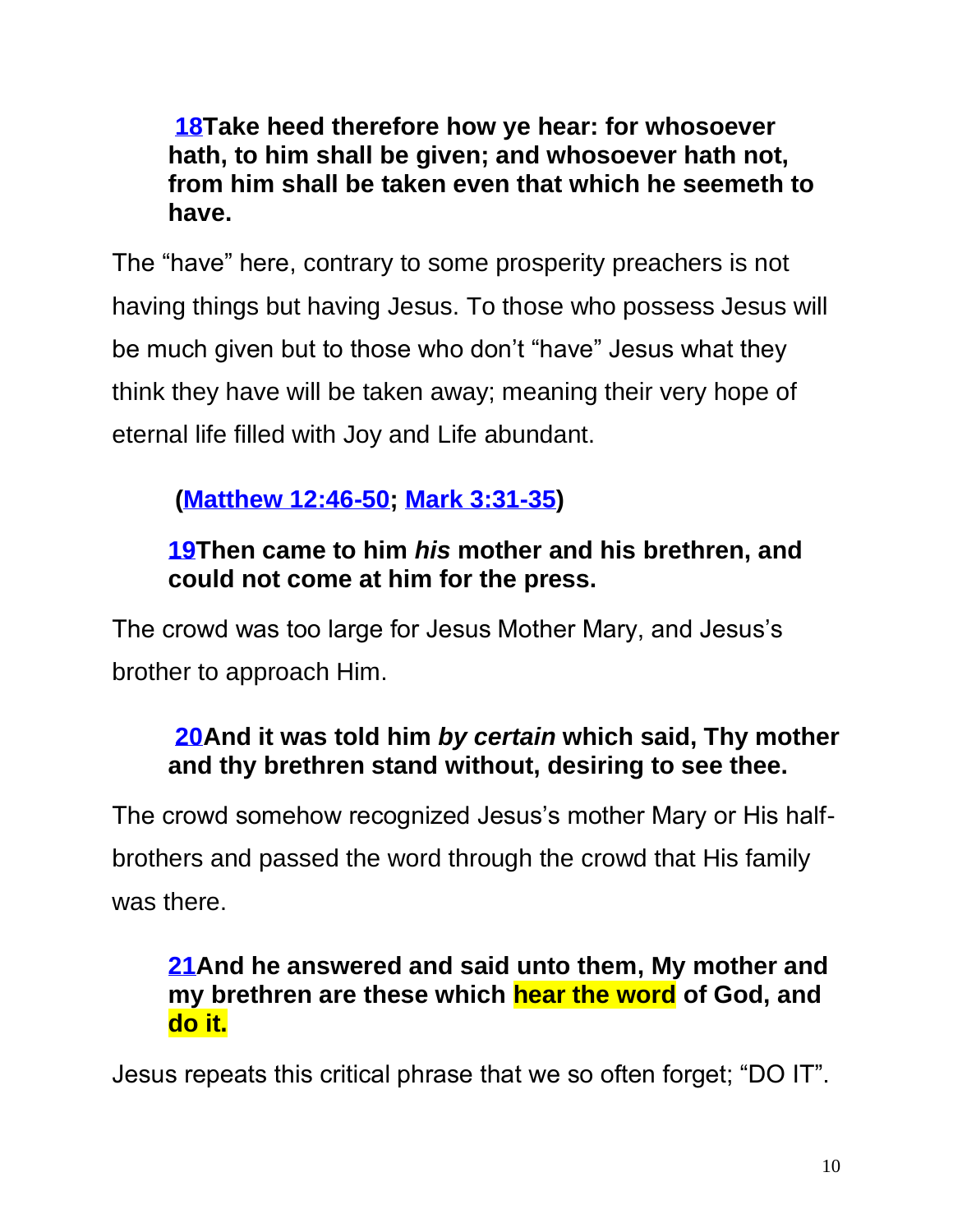**18Take heed therefore how ye hear: for whosoever hath, to him shall be given; and whosoever hath not, from him shall be taken even that which he seemeth to have.**

The "have" here, contrary to some prosperity preachers is not having things but having Jesus. To those who possess Jesus will be much given but to those who don't "have" Jesus what they think they have will be taken away; meaning their very hope of eternal life filled with Joy and Life abundant.

**(Matthew 12:46-50; Mark 3:31-35)**

**19Then came to him *his* mother and his brethren, and could not come at him for the press.**

The crowd was too large for Jesus Mother Mary, and Jesus's brother to approach Him.

**20And it was told him *by certain* which said, Thy mother and thy brethren stand without, desiring to see thee.**

The crowd somehow recognized Jesus's mother Mary or His half-brothers and passed the word through the crowd that His family was there.

**21And he answered and said unto them, My mother and my brethren are these which hear the word of God, and do it.**

Jesus repeats this critical phrase that we so often forget; "DO IT".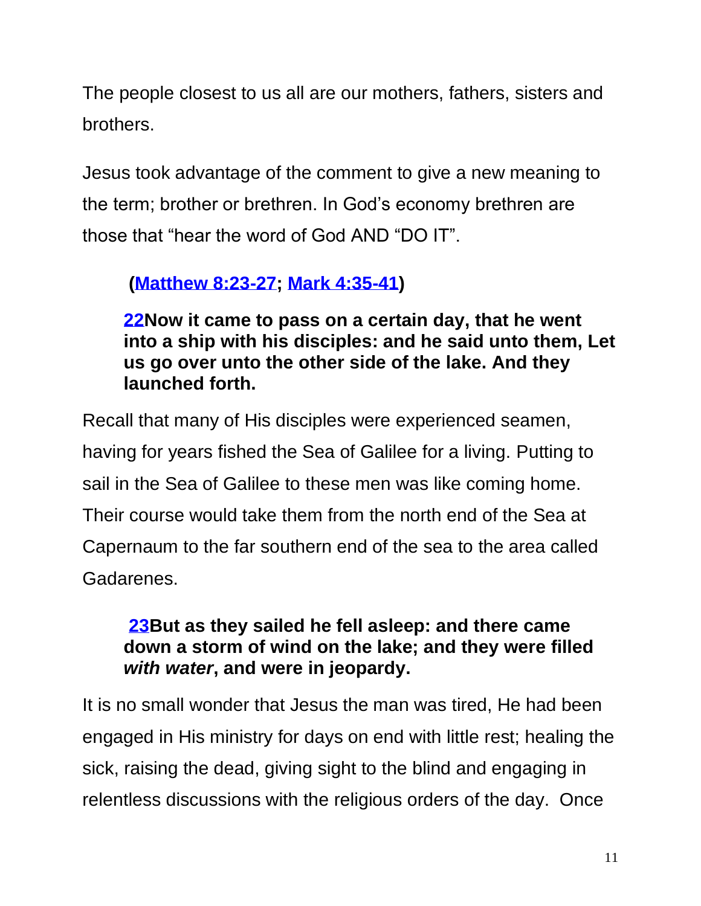The people closest to us all are our mothers, fathers, sisters and brothers.

Jesus took advantage of the comment to give a new meaning to the term; brother or brethren. In God's economy brethren are those that "hear the word of God AND "DO IT".

**(Matthew 8:23-27; Mark 4:35-41)**

> **22Now it came to pass on a certain day, that he went into a ship with his disciples: and he said unto them, Let us go over unto the other side of the lake. And they launched forth.**

Recall that many of His disciples were experienced seamen, having for years fished the Sea of Galilee for a living. Putting to sail in the Sea of Galilee to these men was like coming home. Their course would take them from the north end of the Sea at Capernaum to the far southern end of the sea to the area called Gadarenes.

> **23But as they sailed he fell asleep: and there came down a storm of wind on the lake; and they were filled *with water*, and were in jeopardy.**

It is no small wonder that Jesus the man was tired, He had been engaged in His ministry for days on end with little rest; healing the sick, raising the dead, giving sight to the blind and engaging in relentless discussions with the religious orders of the day. Once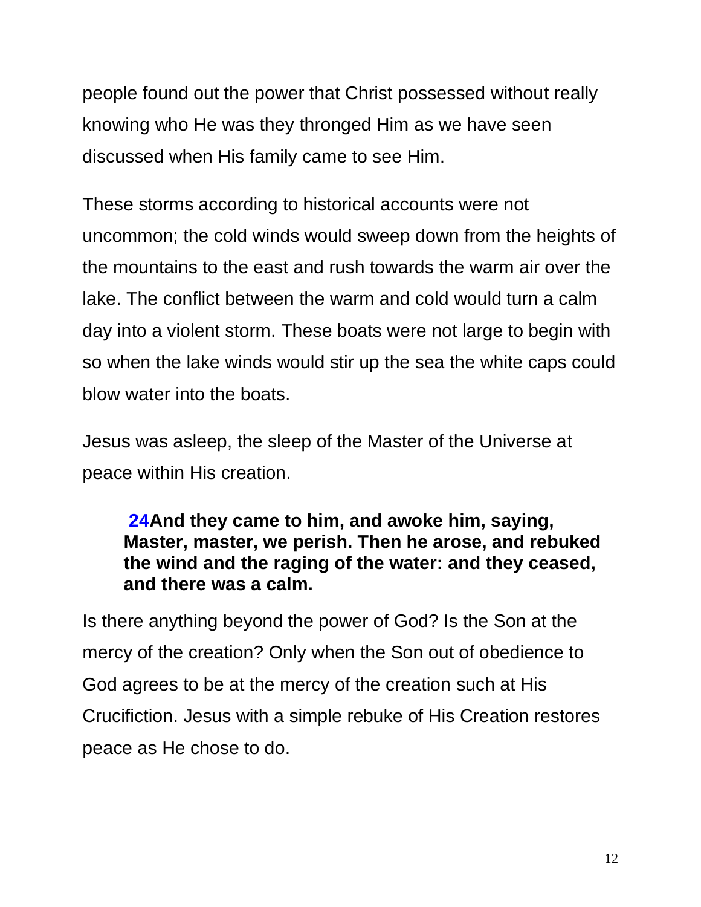people found out the power that Christ possessed without really knowing who He was they thronged Him as we have seen discussed when His family came to see Him.

These storms according to historical accounts were not uncommon; the cold winds would sweep down from the heights of the mountains to the east and rush towards the warm air over the lake. The conflict between the warm and cold would turn a calm day into a violent storm. These boats were not large to begin with so when the lake winds would stir up the sea the white caps could blow water into the boats.

Jesus was asleep, the sleep of the Master of the Universe at peace within His creation.

> **24And they came to him, and awoke him, saying, Master, master, we perish. Then he arose, and rebuked the wind and the raging of the water: and they ceased, and there was a calm.**

Is there anything beyond the power of God? Is the Son at the mercy of the creation? Only when the Son out of obedience to God agrees to be at the mercy of the creation such at His Crucifiction. Jesus with a simple rebuke of His Creation restores peace as He chose to do.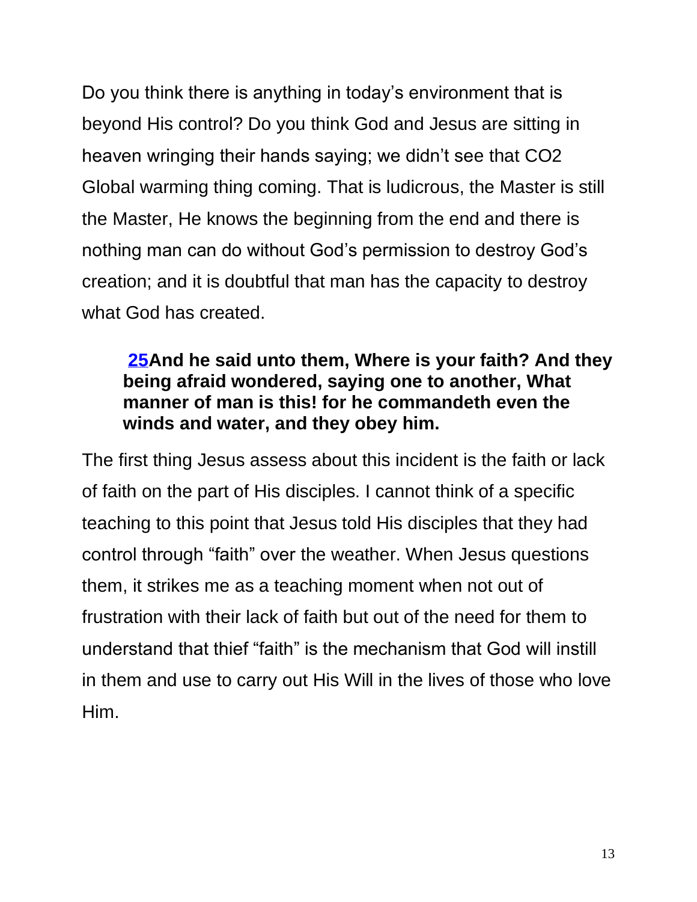Do you think there is anything in today's environment that is beyond His control? Do you think God and Jesus are sitting in heaven wringing their hands saying; we didn't see that CO2 Global warming thing coming. That is ludicrous, the Master is still the Master, He knows the beginning from the end and there is nothing man can do without God's permission to destroy God's creation; and it is doubtful that man has the capacity to destroy what God has created.

> **25And he said unto them, Where is your faith? And they being afraid wondered, saying one to another, What manner of man is this! for he commandeth even the winds and water, and they obey him.**

The first thing Jesus assess about this incident is the faith or lack of faith on the part of His disciples. I cannot think of a specific teaching to this point that Jesus told His disciples that they had control through "faith" over the weather. When Jesus questions them, it strikes me as a teaching moment when not out of frustration with their lack of faith but out of the need for them to understand that thief "faith" is the mechanism that God will instill in them and use to carry out His Will in the lives of those who love Him.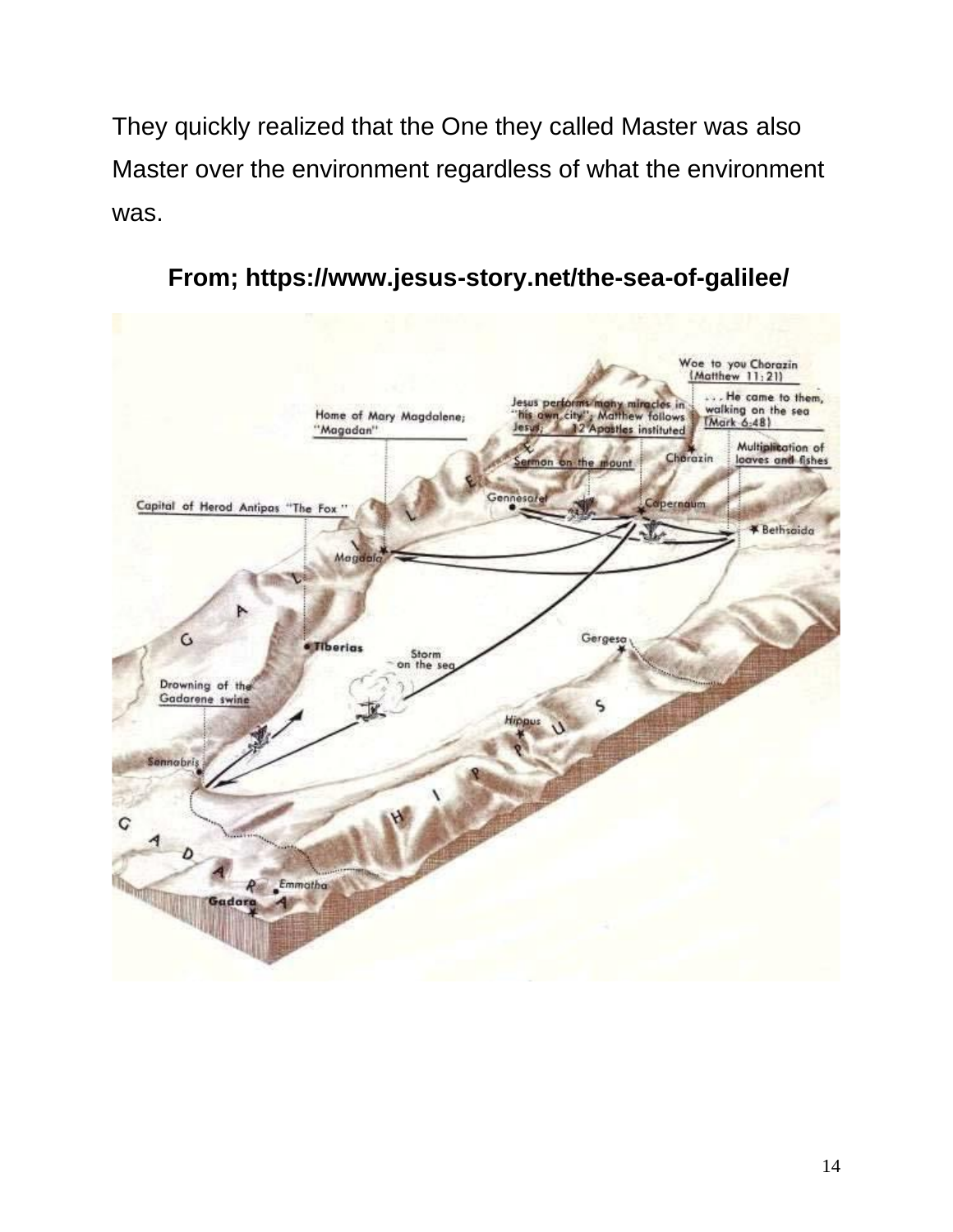They quickly realized that the One they called Master was also Master over the environment regardless of what the environment was.

**From; https://www.jesus-story.net/the-sea-of-galilee/**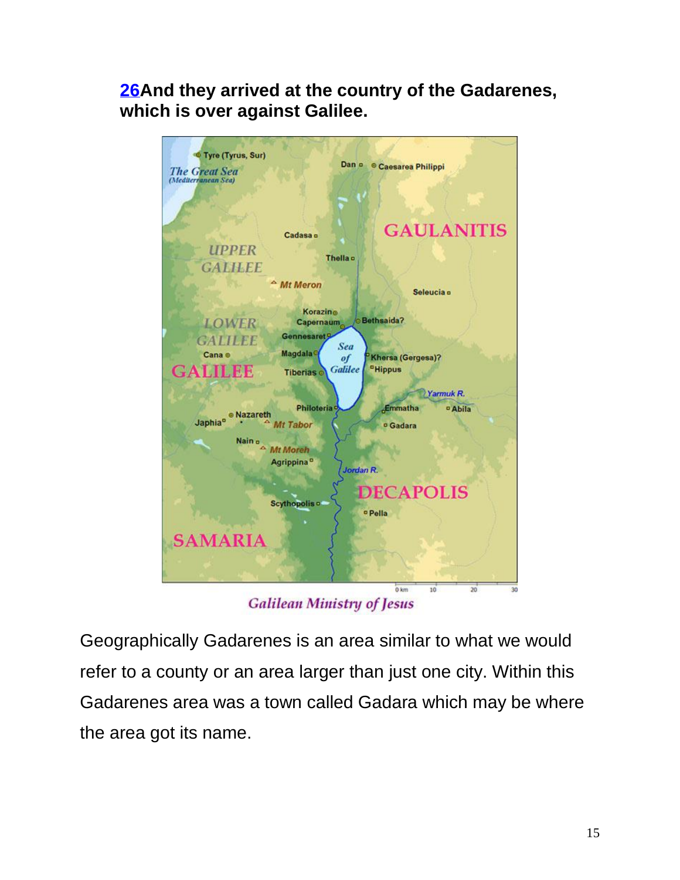**26And they arrived at the country of the Gadarenes, which is over against Galilee.**

Galilean Ministry of Jesus

Geographically Gadarenes is an area similar to what we would refer to a county or an area larger than just one city. Within this Gadarenes area was a town called Gadara which may be where the area got its name.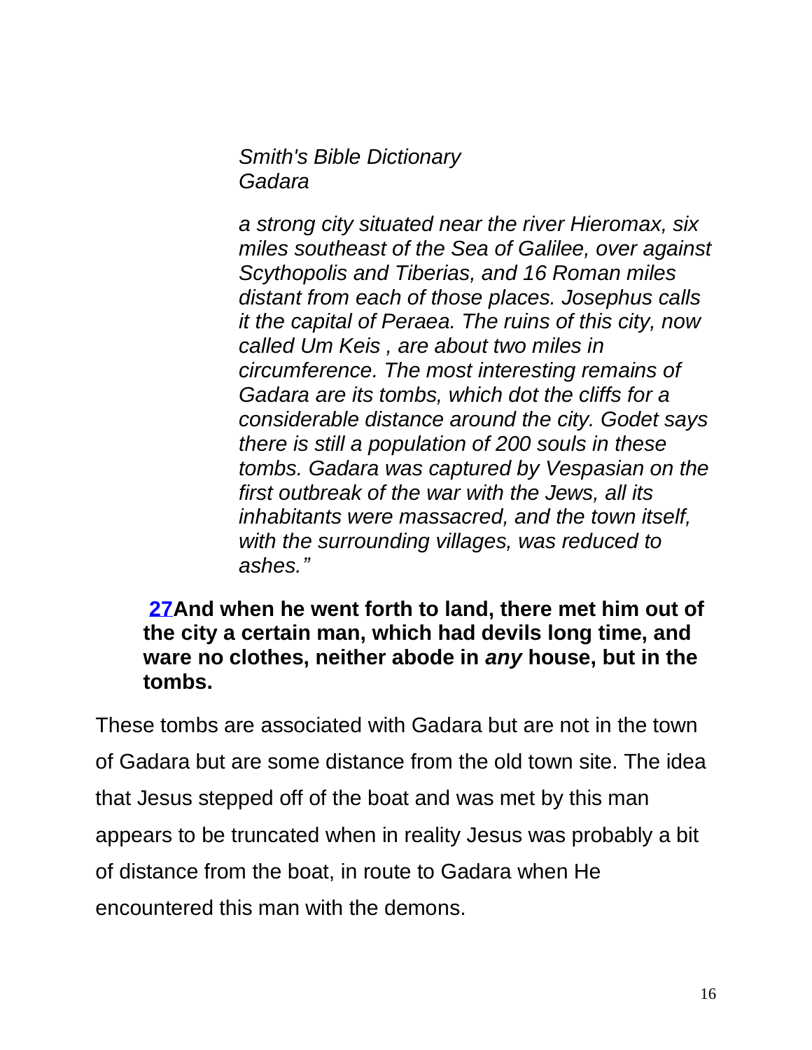*Smith's Bible Dictionary*
*Gadara*

*a strong city situated near the river Hieromax, six miles southeast of the Sea of Galilee, over against Scythopolis and Tiberias, and 16 Roman miles distant from each of those places. Josephus calls it the capital of Peraea. The ruins of this city, now called Um Keis , are about two miles in circumference. The most interesting remains of Gadara are its tombs, which dot the cliffs for a considerable distance around the city. Godet says there is still a population of 200 souls in these tombs. Gadara was captured by Vespasian on the first outbreak of the war with the Jews, all its inhabitants were massacred, and the town itself, with the surrounding villages, was reduced to ashes."*

**27 And when he went forth to land, there met him out of the city a certain man, which had devils long time, and ware no clothes, neither abode in *any* house, but in the tombs.**

These tombs are associated with Gadara but are not in the town of Gadara but are some distance from the old town site. The idea that Jesus stepped off of the boat and was met by this man appears to be truncated when in reality Jesus was probably a bit of distance from the boat, in route to Gadara when He encountered this man with the demons.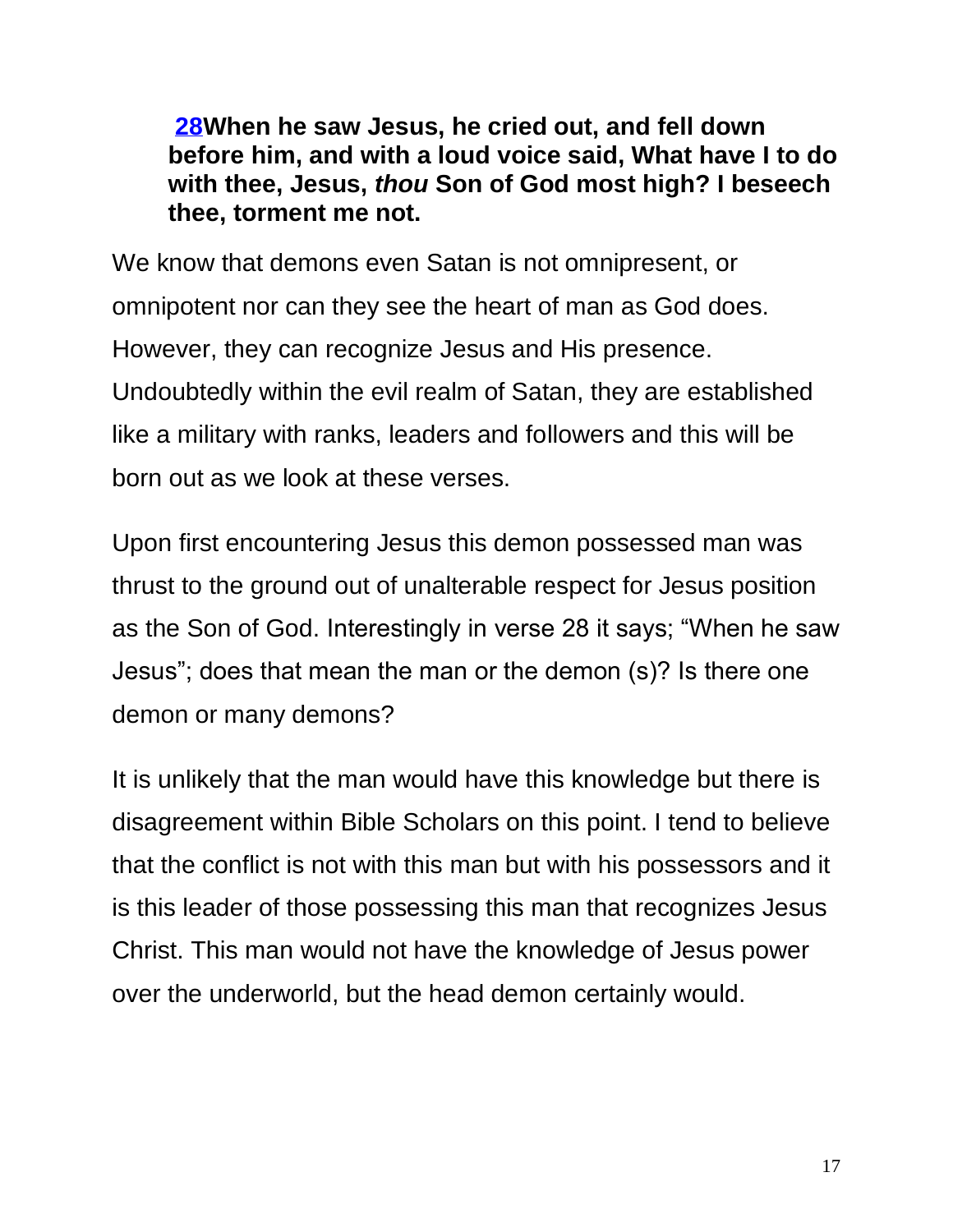**[28](#)When he saw Jesus, he cried out, and fell down before him, and with a loud voice said, What have I to do with thee, Jesus, *thou* Son of God most high? I beseech thee, torment me not.**

We know that demons even Satan is not omnipresent, or omnipotent nor can they see the heart of man as God does. However, they can recognize Jesus and His presence. Undoubtedly within the evil realm of Satan, they are established like a military with ranks, leaders and followers and this will be born out as we look at these verses.

Upon first encountering Jesus this demon possessed man was thrust to the ground out of unalterable respect for Jesus position as the Son of God. Interestingly in verse 28 it says; "When he saw Jesus"; does that mean the man or the demon (s)? Is there one demon or many demons?

It is unlikely that the man would have this knowledge but there is disagreement within Bible Scholars on this point. I tend to believe that the conflict is not with this man but with his possessors and it is this leader of those possessing this man that recognizes Jesus Christ. This man would not have the knowledge of Jesus power over the underworld, but the head demon certainly would.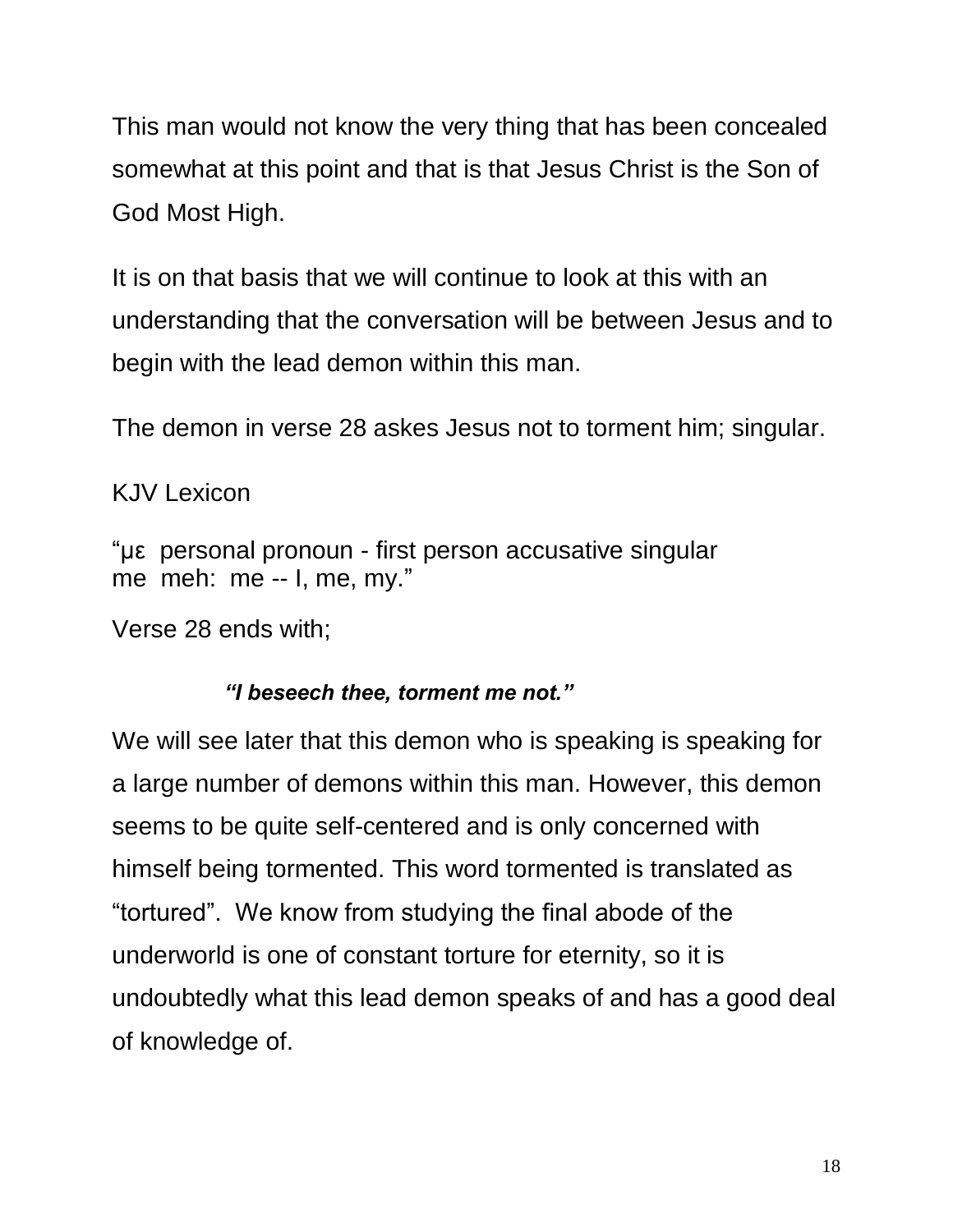This man would not know the very thing that has been concealed somewhat at this point and that is that Jesus Christ is the Son of God Most High.

It is on that basis that we will continue to look at this with an understanding that the conversation will be between Jesus and to begin with the lead demon within this man.

The demon in verse 28 askes Jesus not to torment him; singular.

KJV Lexicon

"με  personal pronoun - first person accusative singular
me  meh:  me -- I, me, my."

Verse 28 ends with;

***"I beseech thee, torment me not."***

We will see later that this demon who is speaking is speaking for a large number of demons within this man. However, this demon seems to be quite self-centered and is only concerned with himself being tormented. This word tormented is translated as "tortured". We know from studying the final abode of the underworld is one of constant torture for eternity, so it is undoubtedly what this lead demon speaks of and has a good deal of knowledge of.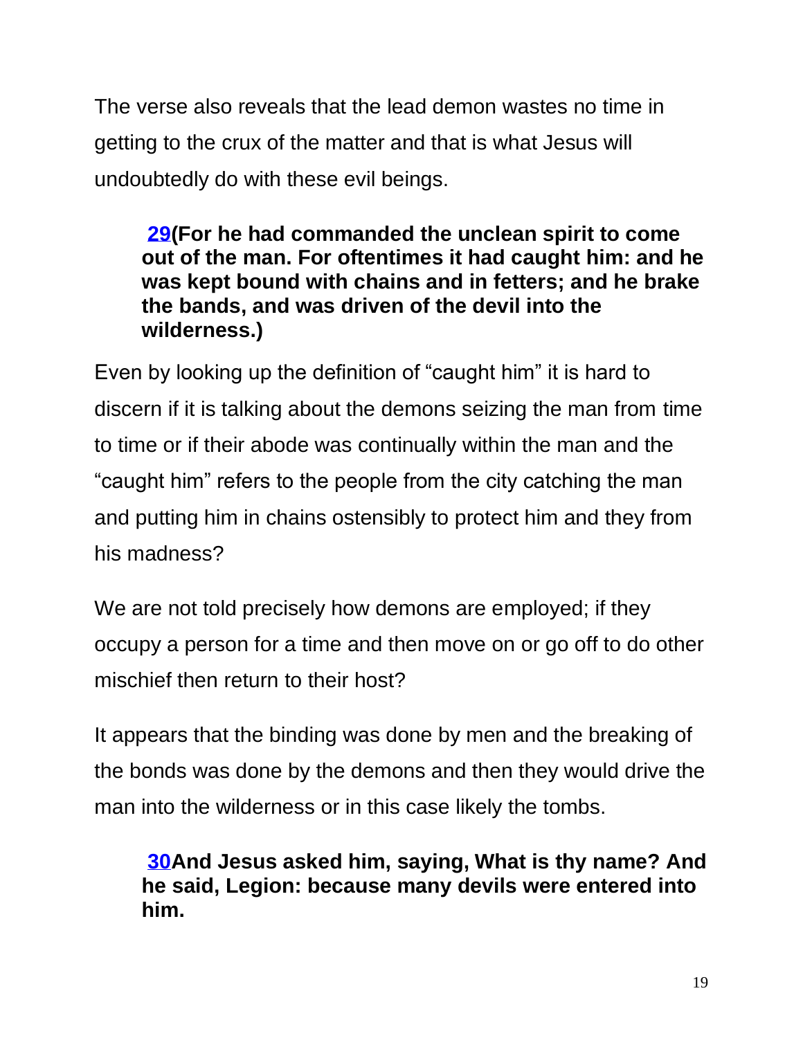The verse also reveals that the lead demon wastes no time in getting to the crux of the matter and that is what Jesus will undoubtedly do with these evil beings.

> **29(For he had commanded the unclean spirit to come out of the man. For oftentimes it had caught him: and he was kept bound with chains and in fetters; and he brake the bands, and was driven of the devil into the wilderness.)**

Even by looking up the definition of “caught him” it is hard to discern if it is talking about the demons seizing the man from time to time or if their abode was continually within the man and the “caught him” refers to the people from the city catching the man and putting him in chains ostensibly to protect him and they from his madness?

We are not told precisely how demons are employed; if they occupy a person for a time and then move on or go off to do other mischief then return to their host?

It appears that the binding was done by men and the breaking of the bonds was done by the demons and then they would drive the man into the wilderness or in this case likely the tombs.

> **30And Jesus asked him, saying, What is thy name? And he said, Legion: because many devils were entered into him.**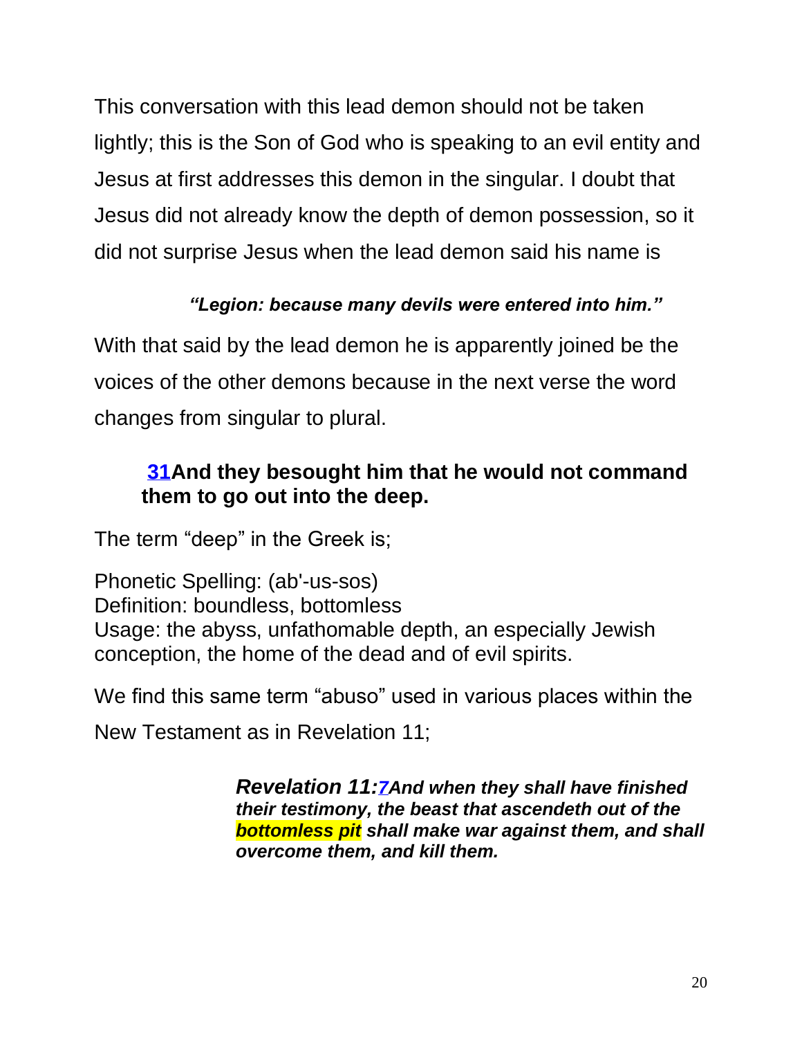This conversation with this lead demon should not be taken lightly; this is the Son of God who is speaking to an evil entity and Jesus at first addresses this demon in the singular. I doubt that Jesus did not already know the depth of demon possession, so it did not surprise Jesus when the lead demon said his name is

> ***"Legion: because many devils were entered into him."***

With that said by the lead demon he is apparently joined be the voices of the other demons because in the next verse the word changes from singular to plural.

> **31And they besought him that he would not command them to go out into the deep.**

The term "deep" in the Greek is;

Phonetic Spelling: (ab'-us-sos)
Definition: boundless, bottomless
Usage: the abyss, unfathomable depth, an especially Jewish conception, the home of the dead and of evil spirits.

We find this same term "abuso" used in various places within the New Testament as in Revelation 11;

> ***Revelation 11:7And when they shall have finished their testimony, the beast that ascendeth out of the bottomless pit shall make war against them, and shall overcome them, and kill them.***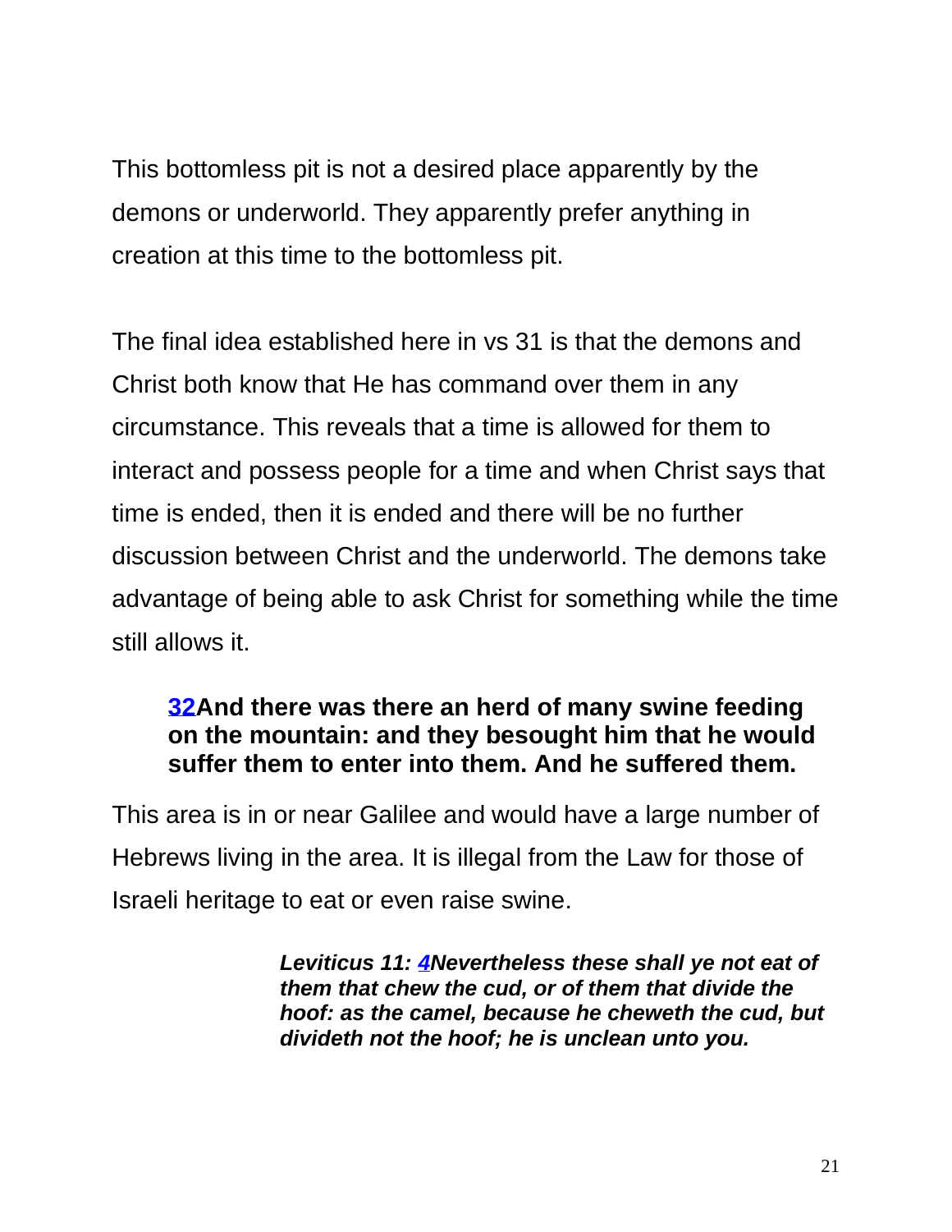This bottomless pit is not a desired place apparently by the demons or underworld. They apparently prefer anything in creation at this time to the bottomless pit.

The final idea established here in vs 31 is that the demons and Christ both know that He has command over them in any circumstance. This reveals that a time is allowed for them to interact and possess people for a time and when Christ says that time is ended, then it is ended and there will be no further discussion between Christ and the underworld. The demons take advantage of being able to ask Christ for something while the time still allows it.

> **32And there was there an herd of many swine feeding on the mountain: and they besought him that he would suffer them to enter into them. And he suffered them.**

This area is in or near Galilee and would have a large number of Hebrews living in the area. It is illegal from the Law for those of Israeli heritage to eat or even raise swine.

> ***Leviticus 11: 4Nevertheless these shall ye not eat of them that chew the cud, or of them that divide the hoof: as the camel, because he cheweth the cud, but divideth not the hoof; he is unclean unto you.***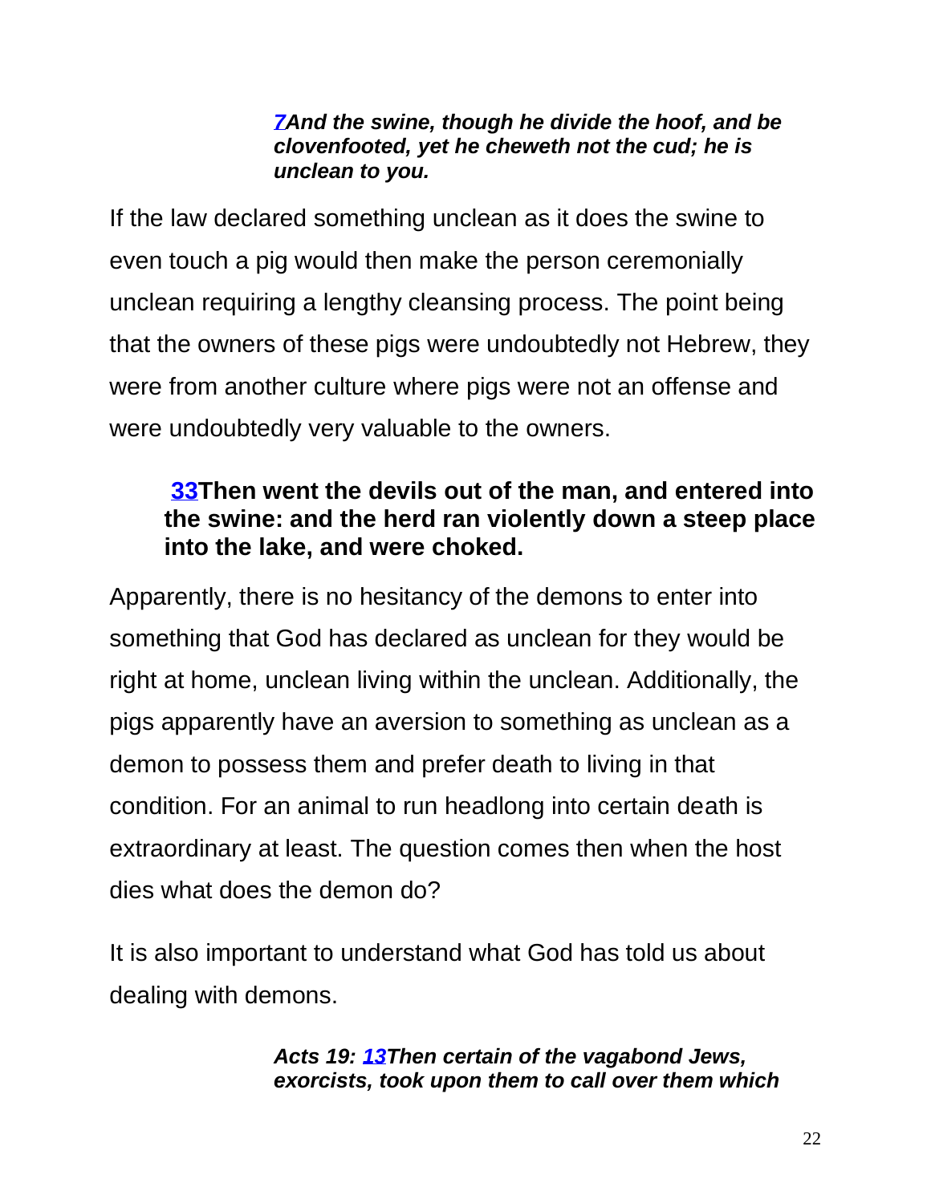> ***7** And the swine, though he divide the hoof, and be clovenfooted, yet he cheweth not the cud; he is unclean to you.*

If the law declared something unclean as it does the swine to even touch a pig would then make the person ceremonially unclean requiring a lengthy cleansing process. The point being that the owners of these pigs were undoubtedly not Hebrew, they were from another culture where pigs were not an offense and were undoubtedly very valuable to the owners.

> **33 Then went the devils out of the man, and entered into the swine: and the herd ran violently down a steep place into the lake, and were choked.**

Apparently, there is no hesitancy of the demons to enter into something that God has declared as unclean for they would be right at home, unclean living within the unclean. Additionally, the pigs apparently have an aversion to something as unclean as a demon to possess them and prefer death to living in that condition. For an animal to run headlong into certain death is extraordinary at least. The question comes then when the host dies what does the demon do?

It is also important to understand what God has told us about dealing with demons.

> ***Acts 19: 13** Then certain of the vagabond Jews, exorcists, took upon them to call over them which*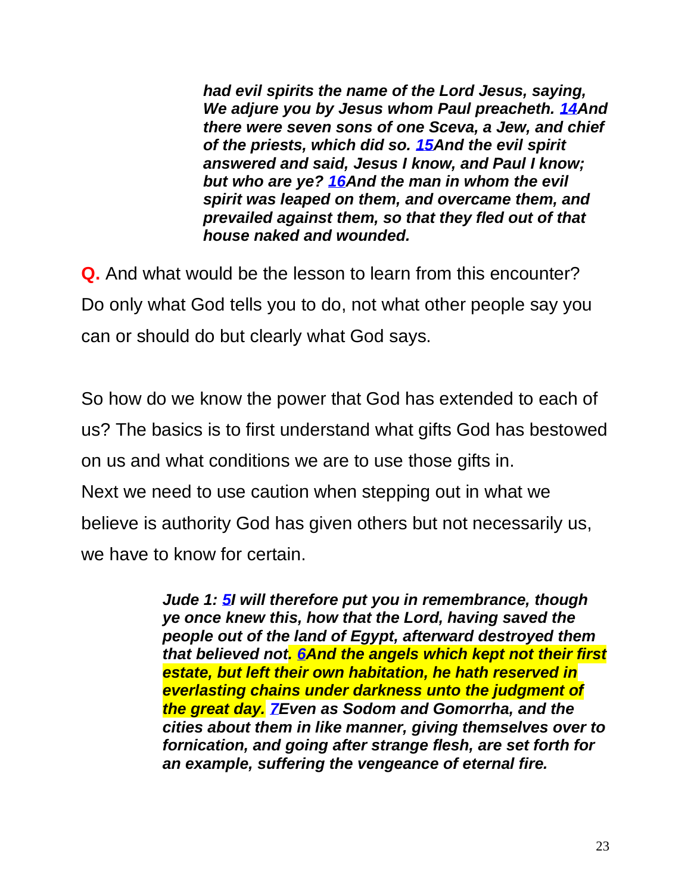***had evil spirits the name of the Lord Jesus, saying, We adjure you by Jesus whom Paul preacheth. 14And there were seven sons of one Sceva, a Jew, and chief of the priests, which did so. 15And the evil spirit answered and said, Jesus I know, and Paul I know; but who are ye? 16And the man in whom the evil spirit was leaped on them, and overcame them, and prevailed against them, so that they fled out of that house naked and wounded.***

**Q.** And what would be the lesson to learn from this encounter? Do only what God tells you to do, not what other people say you can or should do but clearly what God says.

So how do we know the power that God has extended to each of us? The basics is to first understand what gifts God has bestowed on us and what conditions we are to use those gifts in.
Next we need to use caution when stepping out in what we believe is authority God has given others but not necessarily us, we have to know for certain.

***Jude 1: 5I will therefore put you in remembrance, though ye once knew this, how that the Lord, having saved the people out of the land of Egypt, afterward destroyed them that believed not. 6And the angels which kept not their first estate, but left their own habitation, he hath reserved in everlasting chains under darkness unto the judgment of the great day. 7Even as Sodom and Gomorrha, and the cities about them in like manner, giving themselves over to fornication, and going after strange flesh, are set forth for an example, suffering the vengeance of eternal fire.***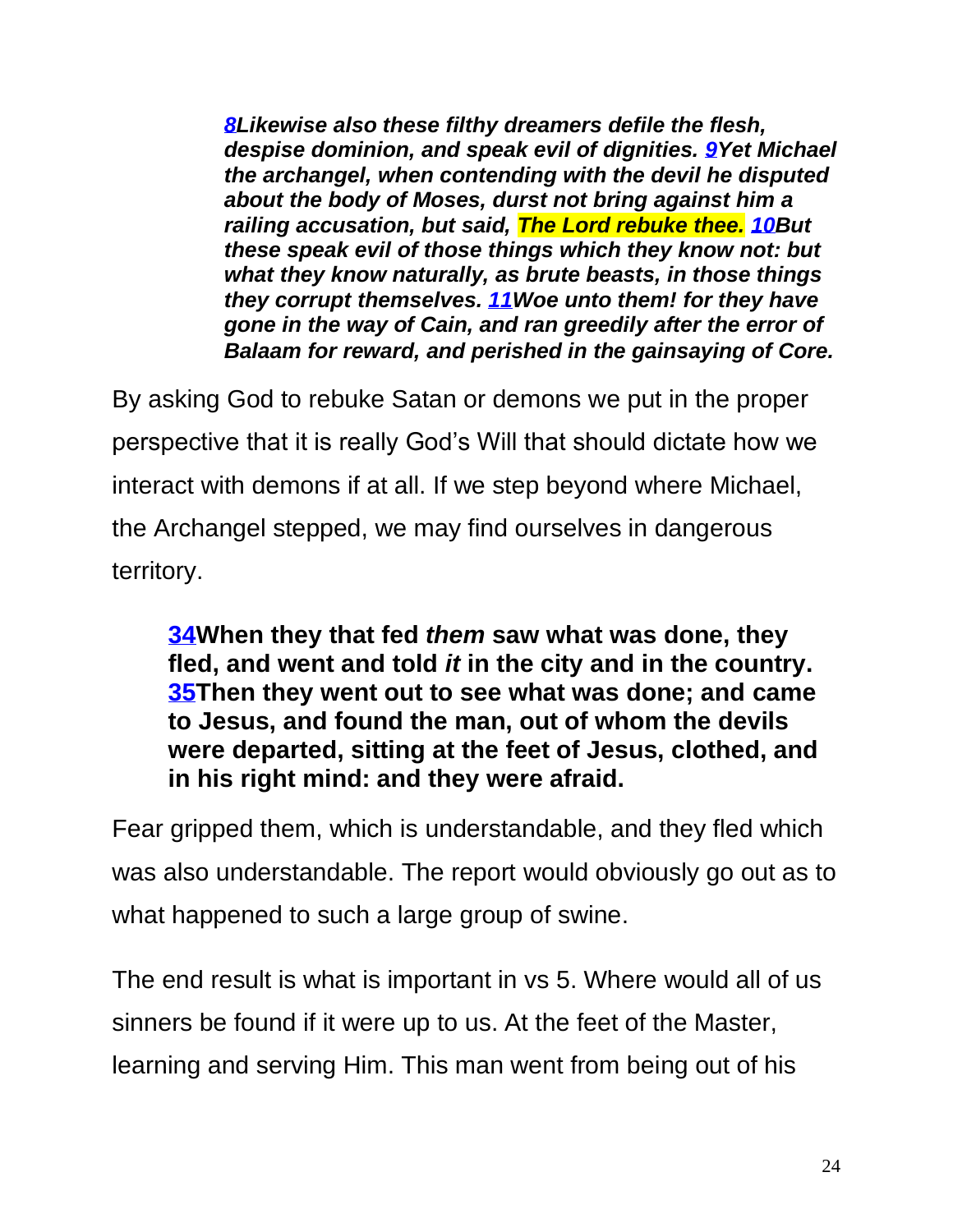> ***8**Likewise also these filthy dreamers defile the flesh, despise dominion, and speak evil of dignities. **9**Yet Michael the archangel, when contending with the devil he disputed about the body of Moses, durst not bring against him a railing accusation, but said, The Lord rebuke thee. **10**But these speak evil of those things which they know not: but what they know naturally, as brute beasts, in those things they corrupt themselves. **11**Woe unto them! for they have gone in the way of Cain, and ran greedily after the error of Balaam for reward, and perished in the gainsaying of Core.***

By asking God to rebuke Satan or demons we put in the proper perspective that it is really God's Will that should dictate how we interact with demons if at all. If we step beyond where Michael, the Archangel stepped, we may find ourselves in dangerous territory.

> **34When they that fed *them* saw what was done, they fled, and went and told *it* in the city and in the country. 35Then they went out to see what was done; and came to Jesus, and found the man, out of whom the devils were departed, sitting at the feet of Jesus, clothed, and in his right mind: and they were afraid.**

Fear gripped them, which is understandable, and they fled which was also understandable. The report would obviously go out as to what happened to such a large group of swine.

The end result is what is important in vs 5. Where would all of us sinners be found if it were up to us. At the feet of the Master, learning and serving Him. This man went from being out of his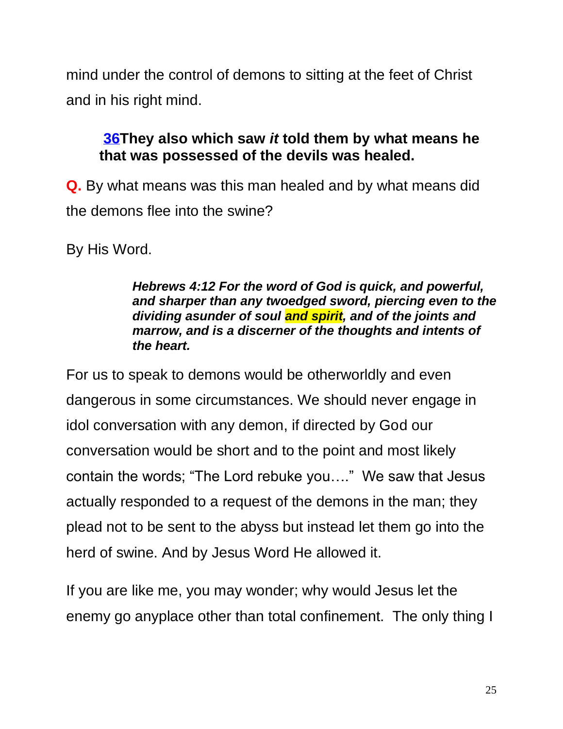mind under the control of demons to sitting at the feet of Christ and in his right mind.

> **36They also which saw *it* told them by what means he that was possessed of the devils was healed.**

**Q.** By what means was this man healed and by what means did the demons flee into the swine?

By His Word.

> ***Hebrews 4:12 For the word of God is quick, and powerful, and sharper than any twoedged sword, piercing even to the dividing asunder of soul and spirit, and of the joints and marrow, and is a discerner of the thoughts and intents of the heart.***

For us to speak to demons would be otherworldly and even dangerous in some circumstances. We should never engage in idol conversation with any demon, if directed by God our conversation would be short and to the point and most likely contain the words; "The Lord rebuke you…." We saw that Jesus actually responded to a request of the demons in the man; they plead not to be sent to the abyss but instead let them go into the herd of swine. And by Jesus Word He allowed it.

If you are like me, you may wonder; why would Jesus let the enemy go anyplace other than total confinement. The only thing I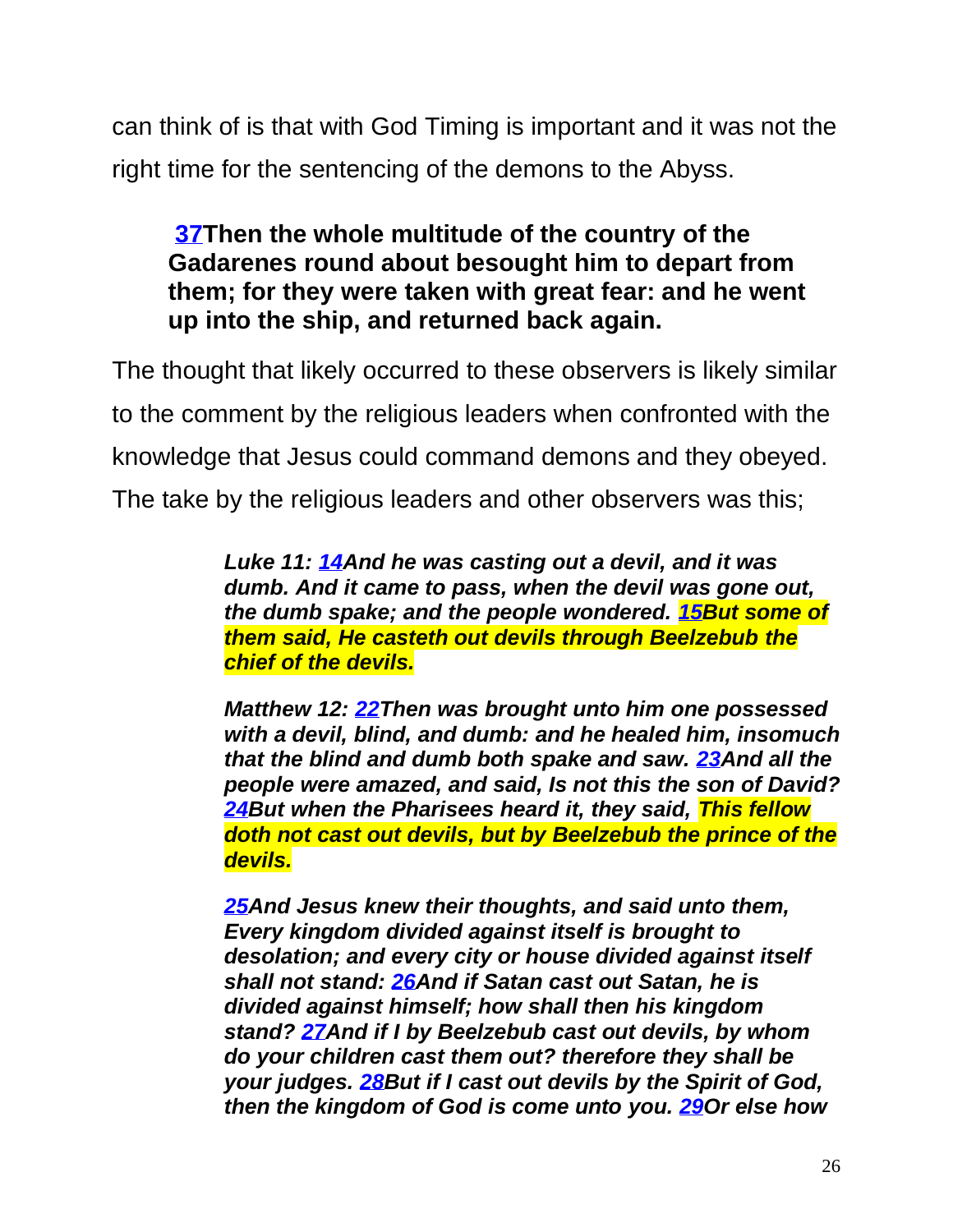can think of is that with God Timing is important and it was not the right time for the sentencing of the demons to the Abyss.

> **37Then the whole multitude of the country of the Gadarenes round about besought him to depart from them; for they were taken with great fear: and he went up into the ship, and returned back again.**

The thought that likely occurred to these observers is likely similar to the comment by the religious leaders when confronted with the knowledge that Jesus could command demons and they obeyed. The take by the religious leaders and other observers was this;

> ***Luke 11: 14And he was casting out a devil, and it was dumb. And it came to pass, when the devil was gone out, the dumb spake; and the people wondered. 15But some of them said, He casteth out devils through Beelzebub the chief of the devils.***
>
> ***Matthew 12: 22Then was brought unto him one possessed with a devil, blind, and dumb: and he healed him, insomuch that the blind and dumb both spake and saw. 23And all the people were amazed, and said, Is not this the son of David? 24But when the Pharisees heard it, they said, This fellow doth not cast out devils, but by Beelzebub the prince of the devils.***
>
> ***25And Jesus knew their thoughts, and said unto them, Every kingdom divided against itself is brought to desolation; and every city or house divided against itself shall not stand: 26And if Satan cast out Satan, he is divided against himself; how shall then his kingdom stand? 27And if I by Beelzebub cast out devils, by whom do your children cast them out? therefore they shall be your judges. 28But if I cast out devils by the Spirit of God, then the kingdom of God is come unto you. 29Or else how***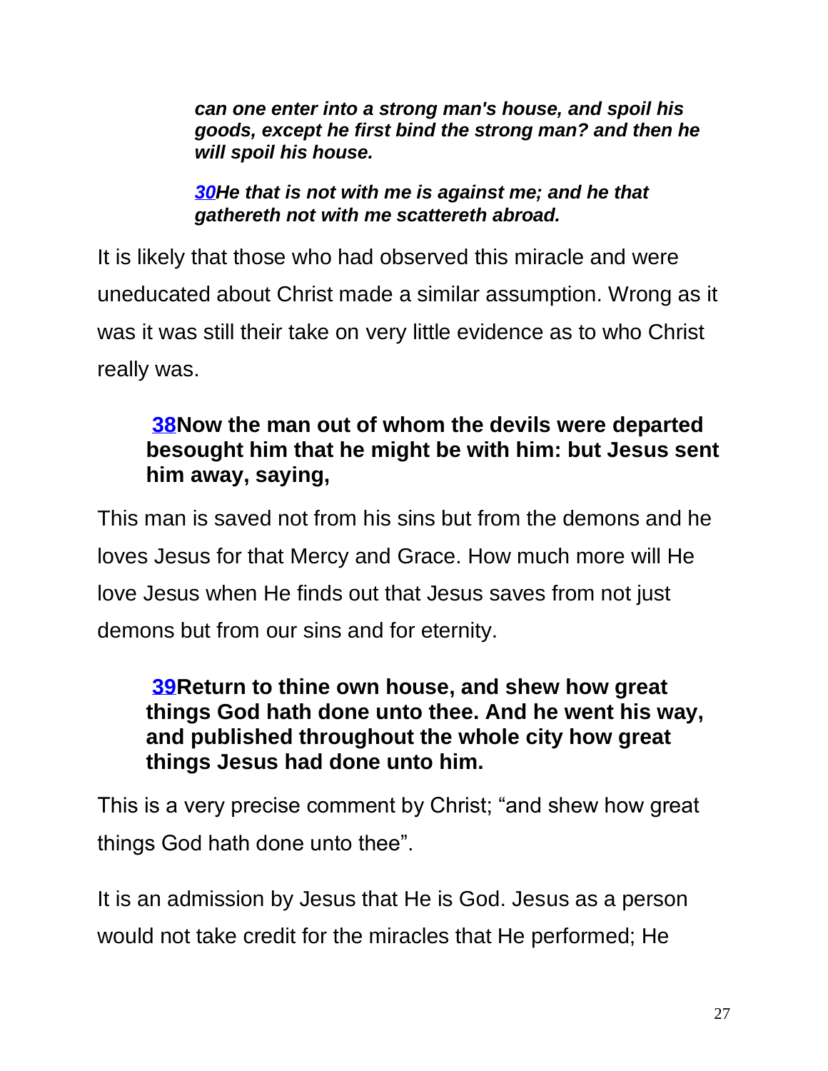> ***can one enter into a strong man's house, and spoil his goods, except he first bind the strong man? and then he will spoil his house.***
>
> ***30He that is not with me is against me; and he that gathereth not with me scattereth abroad.***

It is likely that those who had observed this miracle and were uneducated about Christ made a similar assumption. Wrong as it was it was still their take on very little evidence as to who Christ really was.

> **38Now the man out of whom the devils were departed besought him that he might be with him: but Jesus sent him away, saying,**

This man is saved not from his sins but from the demons and he loves Jesus for that Mercy and Grace. How much more will He love Jesus when He finds out that Jesus saves from not just demons but from our sins and for eternity.

> **39Return to thine own house, and shew how great things God hath done unto thee. And he went his way, and published throughout the whole city how great things Jesus had done unto him.**

This is a very precise comment by Christ; "and shew how great things God hath done unto thee".

It is an admission by Jesus that He is God. Jesus as a person would not take credit for the miracles that He performed; He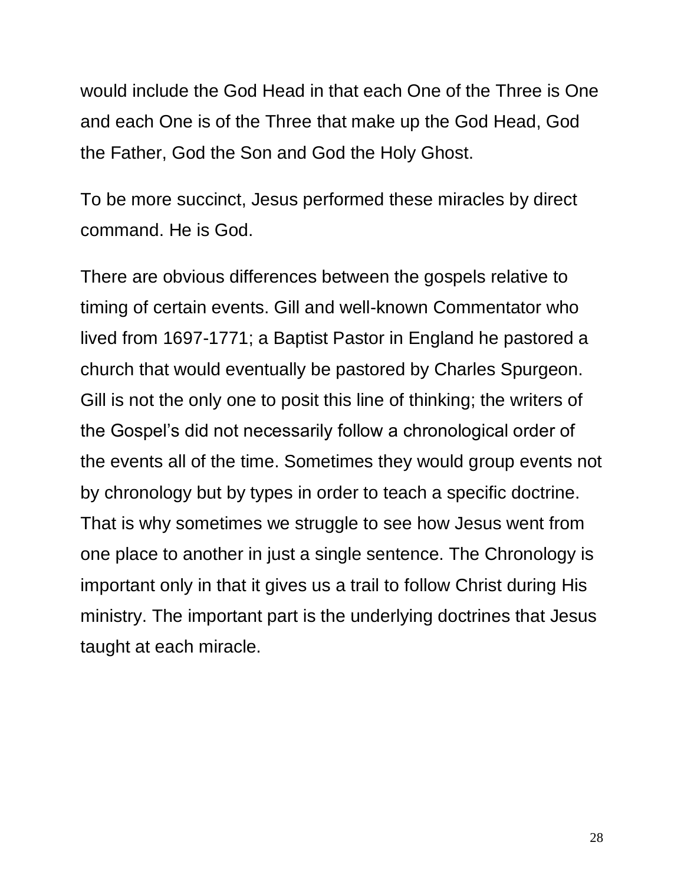would include the God Head in that each One of the Three is One and each One is of the Three that make up the God Head, God the Father, God the Son and God the Holy Ghost.

To be more succinct, Jesus performed these miracles by direct command. He is God.

There are obvious differences between the gospels relative to timing of certain events. Gill and well-known Commentator who lived from 1697-1771; a Baptist Pastor in England he pastored a church that would eventually be pastored by Charles Spurgeon. Gill is not the only one to posit this line of thinking; the writers of the Gospel's did not necessarily follow a chronological order of the events all of the time. Sometimes they would group events not by chronology but by types in order to teach a specific doctrine. That is why sometimes we struggle to see how Jesus went from one place to another in just a single sentence. The Chronology is important only in that it gives us a trail to follow Christ during His ministry. The important part is the underlying doctrines that Jesus taught at each miracle.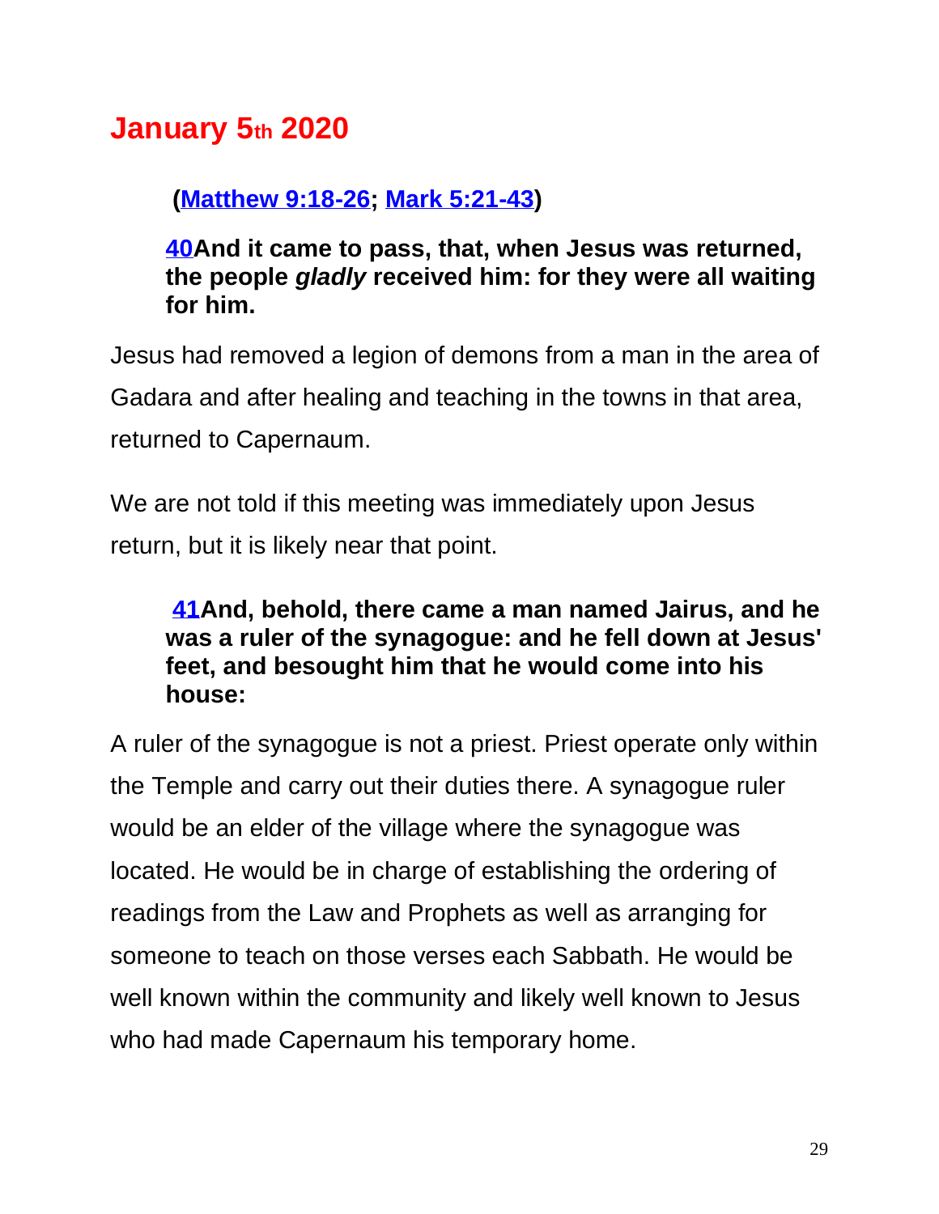## January 5th 2020

**(Matthew 9:18-26; Mark 5:21-43)**

> **40And it came to pass, that, when Jesus was returned, the people *gladly* received him: for they were all waiting for him.**

Jesus had removed a legion of demons from a man in the area of Gadara and after healing and teaching in the towns in that area, returned to Capernaum.

We are not told if this meeting was immediately upon Jesus return, but it is likely near that point.

> **41And, behold, there came a man named Jairus, and he was a ruler of the synagogue: and he fell down at Jesus' feet, and besought him that he would come into his house:**

A ruler of the synagogue is not a priest. Priest operate only within the Temple and carry out their duties there. A synagogue ruler would be an elder of the village where the synagogue was located. He would be in charge of establishing the ordering of readings from the Law and Prophets as well as arranging for someone to teach on those verses each Sabbath. He would be well known within the community and likely well known to Jesus who had made Capernaum his temporary home.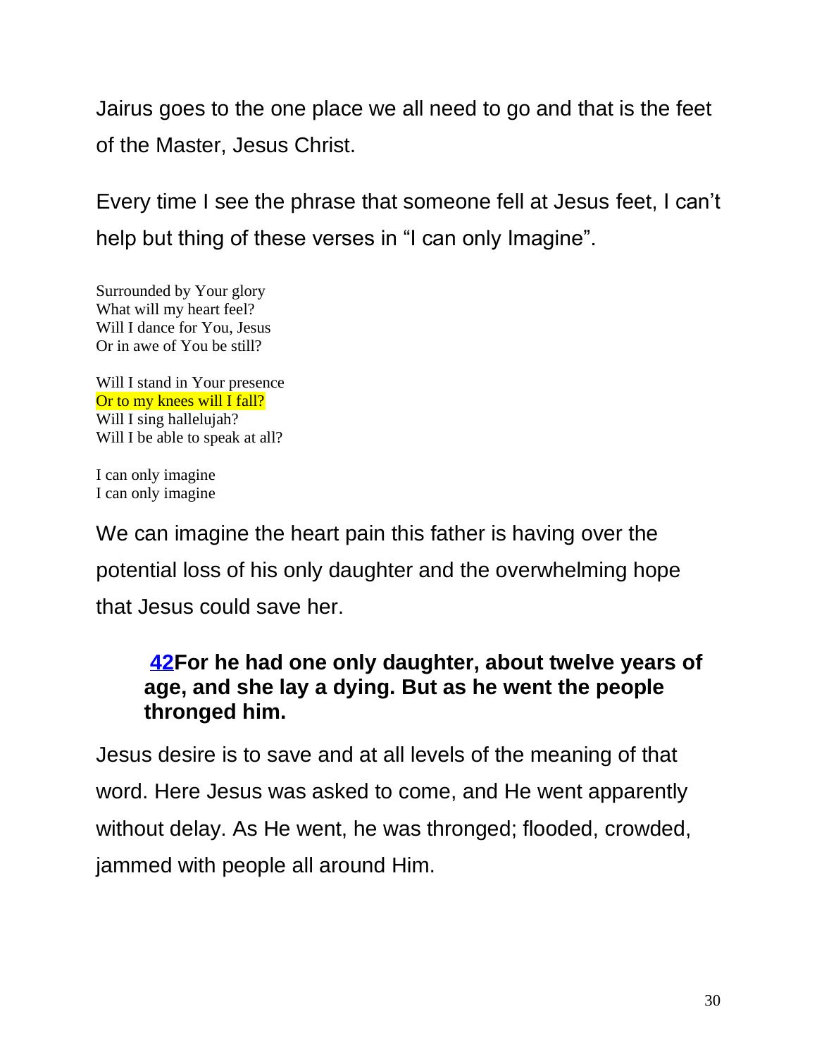Jairus goes to the one place we all need to go and that is the feet of the Master, Jesus Christ.

Every time I see the phrase that someone fell at Jesus feet, I can't help but thing of these verses in "I can only Imagine".

Surrounded by Your glory
What will my heart feel?
Will I dance for You, Jesus
Or in awe of You be still?

Will I stand in Your presence
Or to my knees will I fall?
Will I sing hallelujah?
Will I be able to speak at all?

I can only imagine
I can only imagine

We can imagine the heart pain this father is having over the potential loss of his only daughter and the overwhelming hope that Jesus could save her.

> **42For he had one only daughter, about twelve years of age, and she lay a dying. But as he went the people thronged him.**

Jesus desire is to save and at all levels of the meaning of that word. Here Jesus was asked to come, and He went apparently without delay. As He went, he was thronged; flooded, crowded, jammed with people all around Him.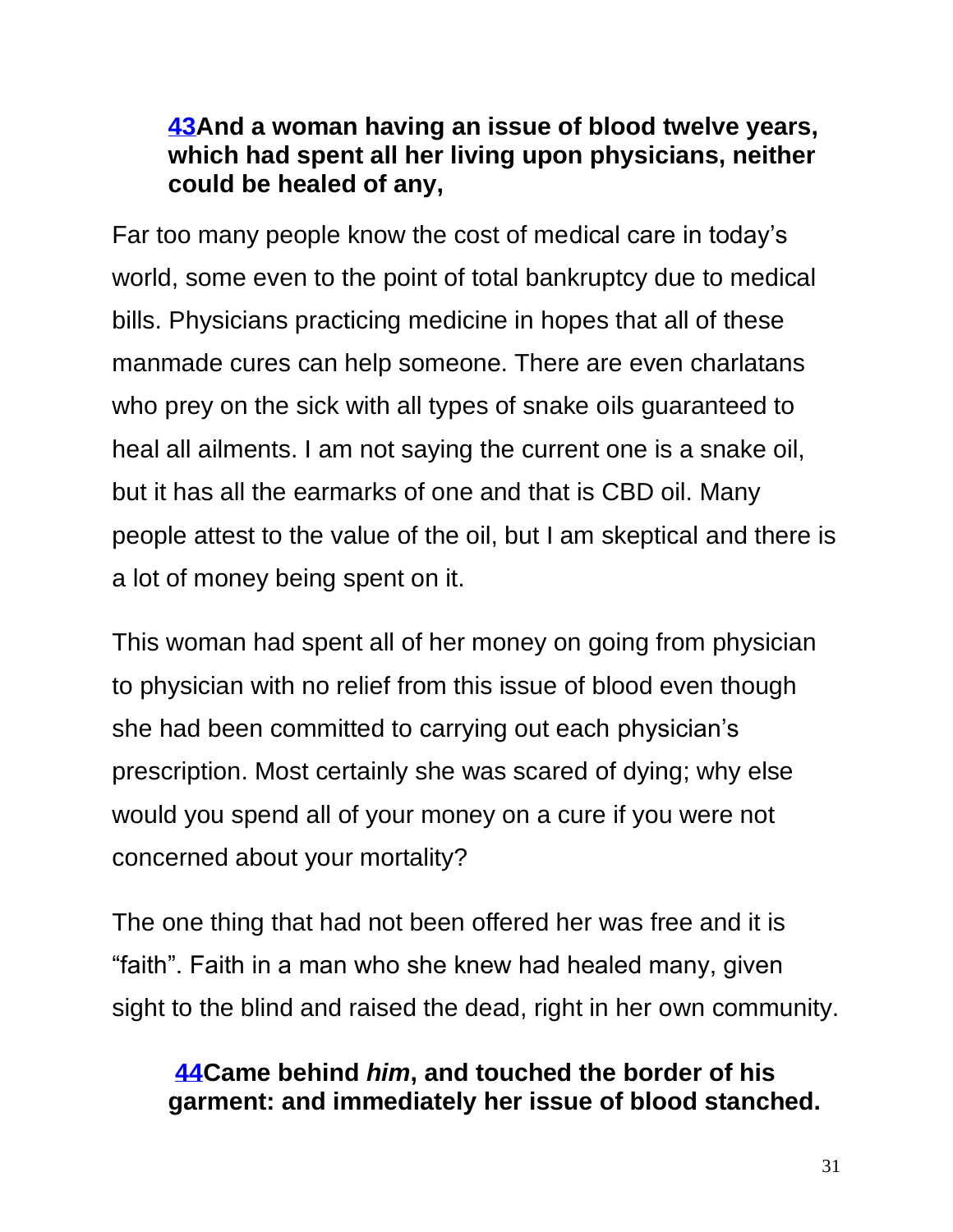**[43](#)And a woman having an issue of blood twelve years, which had spent all her living upon physicians, neither could be healed of any,**

Far too many people know the cost of medical care in today's world, some even to the point of total bankruptcy due to medical bills. Physicians practicing medicine in hopes that all of these manmade cures can help someone. There are even charlatans who prey on the sick with all types of snake oils guaranteed to heal all ailments. I am not saying the current one is a snake oil, but it has all the earmarks of one and that is CBD oil. Many people attest to the value of the oil, but I am skeptical and there is a lot of money being spent on it.

This woman had spent all of her money on going from physician to physician with no relief from this issue of blood even though she had been committed to carrying out each physician's prescription. Most certainly she was scared of dying; why else would you spend all of your money on a cure if you were not concerned about your mortality?

The one thing that had not been offered her was free and it is "faith". Faith in a man who she knew had healed many, given sight to the blind and raised the dead, right in her own community.

**[44](#)Came behind *him*, and touched the border of his garment: and immediately her issue of blood stanched.**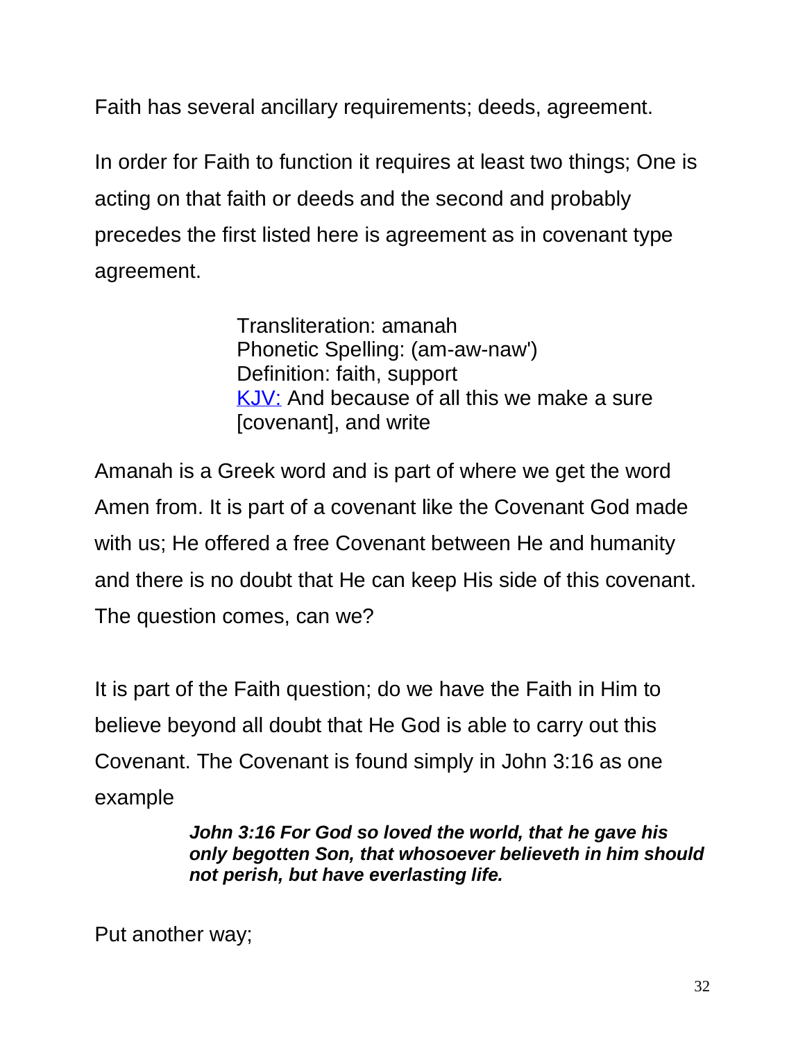Faith has several ancillary requirements; deeds, agreement.

In order for Faith to function it requires at least two things; One is acting on that faith or deeds and the second and probably precedes the first listed here is agreement as in covenant type agreement.

> Transliteration: amanah
> Phonetic Spelling: (am-aw-naw')
> Definition: faith, support
> KJV: And because of all this we make a sure [covenant], and write

Amanah is a Greek word and is part of where we get the word Amen from. It is part of a covenant like the Covenant God made with us; He offered a free Covenant between He and humanity and there is no doubt that He can keep His side of this covenant. The question comes, can we?

It is part of the Faith question; do we have the Faith in Him to believe beyond all doubt that He God is able to carry out this Covenant. The Covenant is found simply in John 3:16 as one example

> ***John 3:16 For God so loved the world, that he gave his only begotten Son, that whosoever believeth in him should not perish, but have everlasting life.***

Put another way;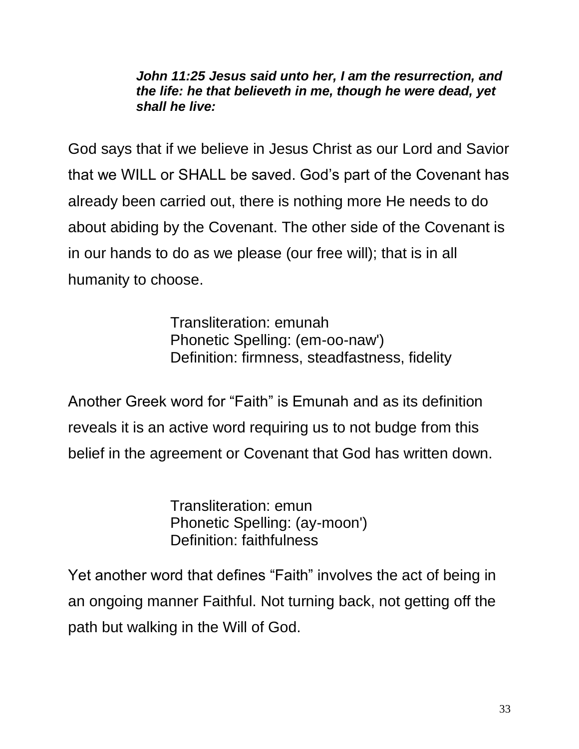***John 11:25 Jesus said unto her, I am the resurrection, and the life: he that believeth in me, though he were dead, yet shall he live:***

God says that if we believe in Jesus Christ as our Lord and Savior that we WILL or SHALL be saved. God's part of the Covenant has already been carried out, there is nothing more He needs to do about abiding by the Covenant. The other side of the Covenant is in our hands to do as we please (our free will); that is in all humanity to choose.

Transliteration: emunah
Phonetic Spelling: (em-oo-naw')
Definition: firmness, steadfastness, fidelity

Another Greek word for "Faith" is Emunah and as its definition reveals it is an active word requiring us to not budge from this belief in the agreement or Covenant that God has written down.

Transliteration: emun
Phonetic Spelling: (ay-moon')
Definition: faithfulness

Yet another word that defines "Faith" involves the act of being in an ongoing manner Faithful. Not turning back, not getting off the path but walking in the Will of God.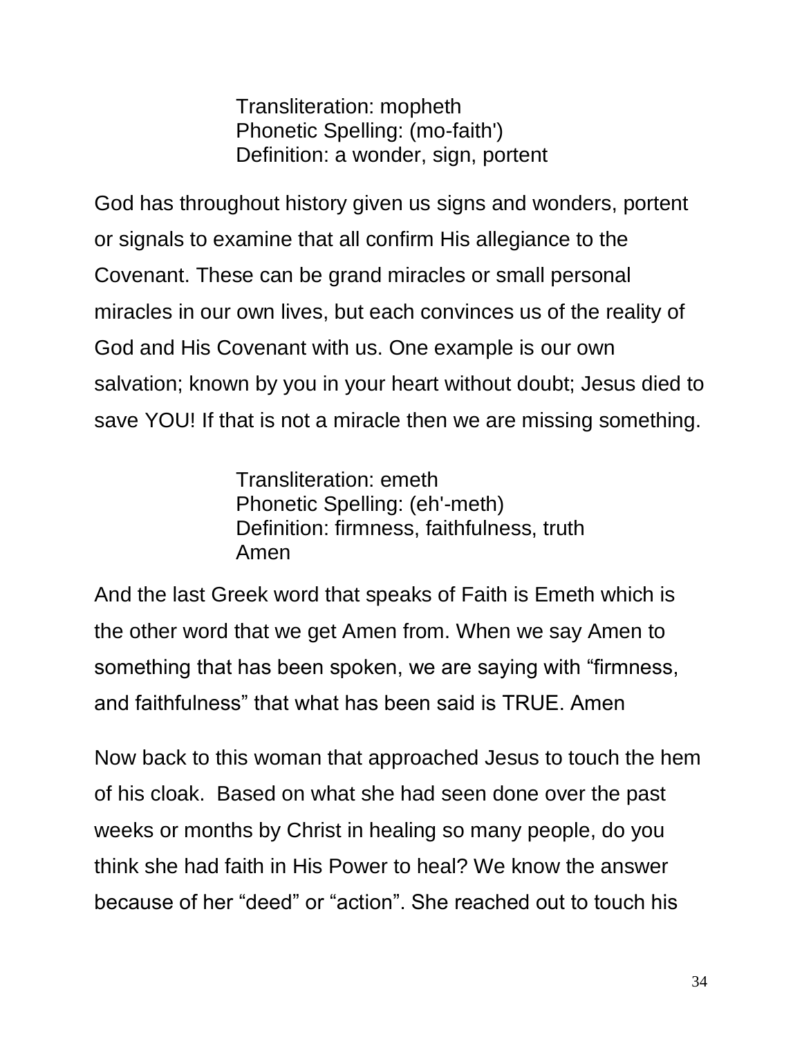Transliteration: mopheth  
Phonetic Spelling: (mo-faith')  
Definition: a wonder, sign, portent

God has throughout history given us signs and wonders, portent or signals to examine that all confirm His allegiance to the Covenant. These can be grand miracles or small personal miracles in our own lives, but each convinces us of the reality of God and His Covenant with us. One example is our own salvation; known by you in your heart without doubt; Jesus died to save YOU! If that is not a miracle then we are missing something.

Transliteration: emeth  
Phonetic Spelling: (eh'-meth)  
Definition: firmness, faithfulness, truth  
Amen

And the last Greek word that speaks of Faith is Emeth which is the other word that we get Amen from. When we say Amen to something that has been spoken, we are saying with "firmness, and faithfulness" that what has been said is TRUE. Amen

Now back to this woman that approached Jesus to touch the hem of his cloak. Based on what she had seen done over the past weeks or months by Christ in healing so many people, do you think she had faith in His Power to heal? We know the answer because of her "deed" or "action". She reached out to touch his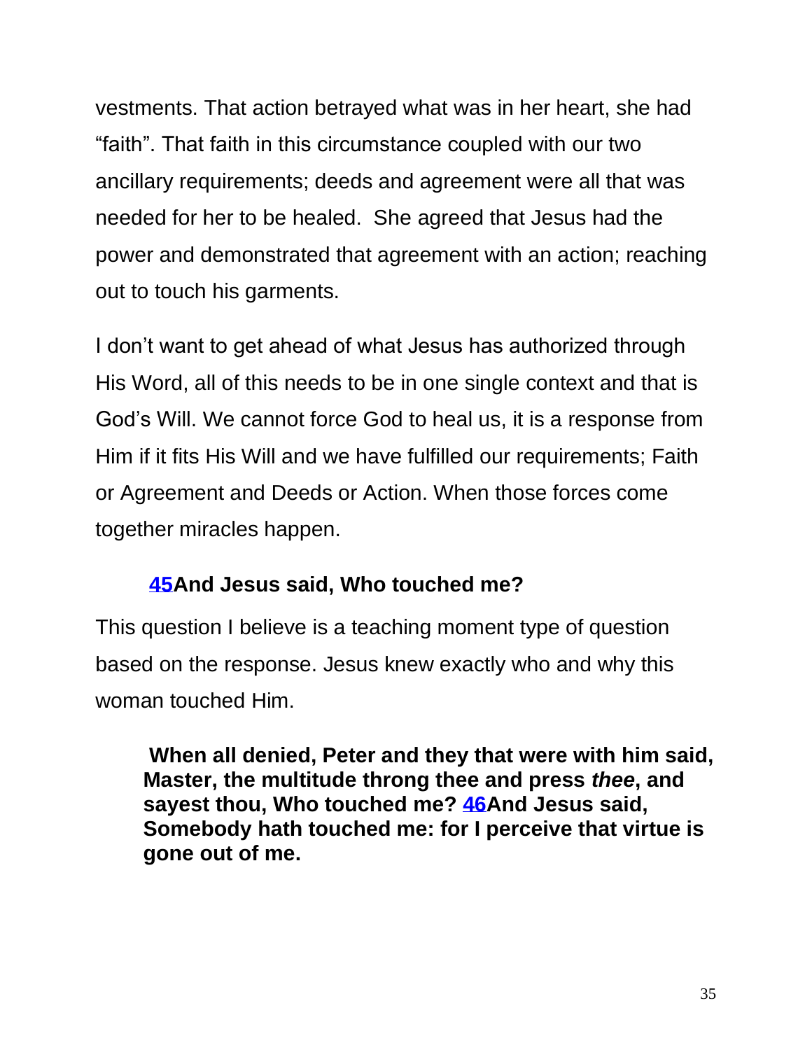vestments. That action betrayed what was in her heart, she had "faith". That faith in this circumstance coupled with our two ancillary requirements; deeds and agreement were all that was needed for her to be healed. She agreed that Jesus had the power and demonstrated that agreement with an action; reaching out to touch his garments.

I don't want to get ahead of what Jesus has authorized through His Word, all of this needs to be in one single context and that is God's Will. We cannot force God to heal us, it is a response from Him if it fits His Will and we have fulfilled our requirements; Faith or Agreement and Deeds or Action. When those forces come together miracles happen.

> **45And Jesus said, Who touched me?**

This question I believe is a teaching moment type of question based on the response. Jesus knew exactly who and why this woman touched Him.

> **When all denied, Peter and they that were with him said, Master, the multitude throng thee and press *thee*, and sayest thou, Who touched me? 46And Jesus said, Somebody hath touched me: for I perceive that virtue is gone out of me.**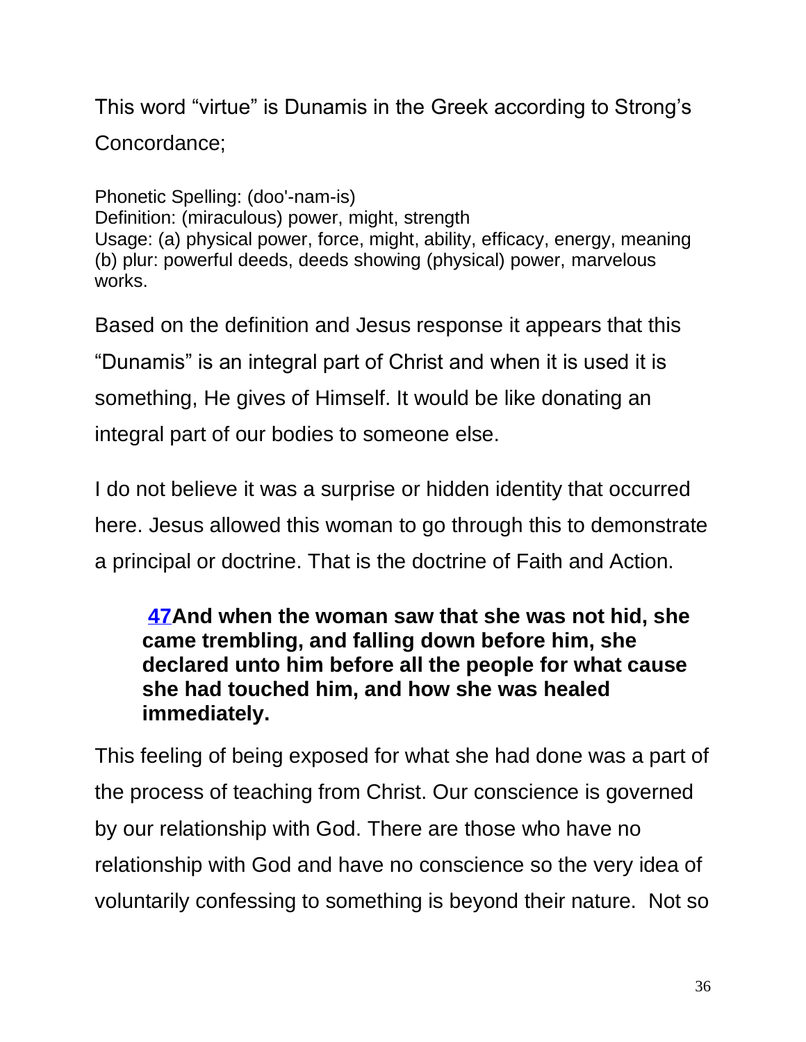This word "virtue" is Dunamis in the Greek according to Strong's Concordance;

Phonetic Spelling: (doo'-nam-is)
Definition: (miraculous) power, might, strength
Usage: (a) physical power, force, might, ability, efficacy, energy, meaning (b) plur: powerful deeds, deeds showing (physical) power, marvelous works.

Based on the definition and Jesus response it appears that this "Dunamis" is an integral part of Christ and when it is used it is something, He gives of Himself. It would be like donating an integral part of our bodies to someone else.

I do not believe it was a surprise or hidden identity that occurred here. Jesus allowed this woman to go through this to demonstrate a principal or doctrine. That is the doctrine of Faith and Action.

> **47 And when the woman saw that she was not hid, she came trembling, and falling down before him, she declared unto him before all the people for what cause she had touched him, and how she was healed immediately.**

This feeling of being exposed for what she had done was a part of the process of teaching from Christ. Our conscience is governed by our relationship with God. There are those who have no relationship with God and have no conscience so the very idea of voluntarily confessing to something is beyond their nature. Not so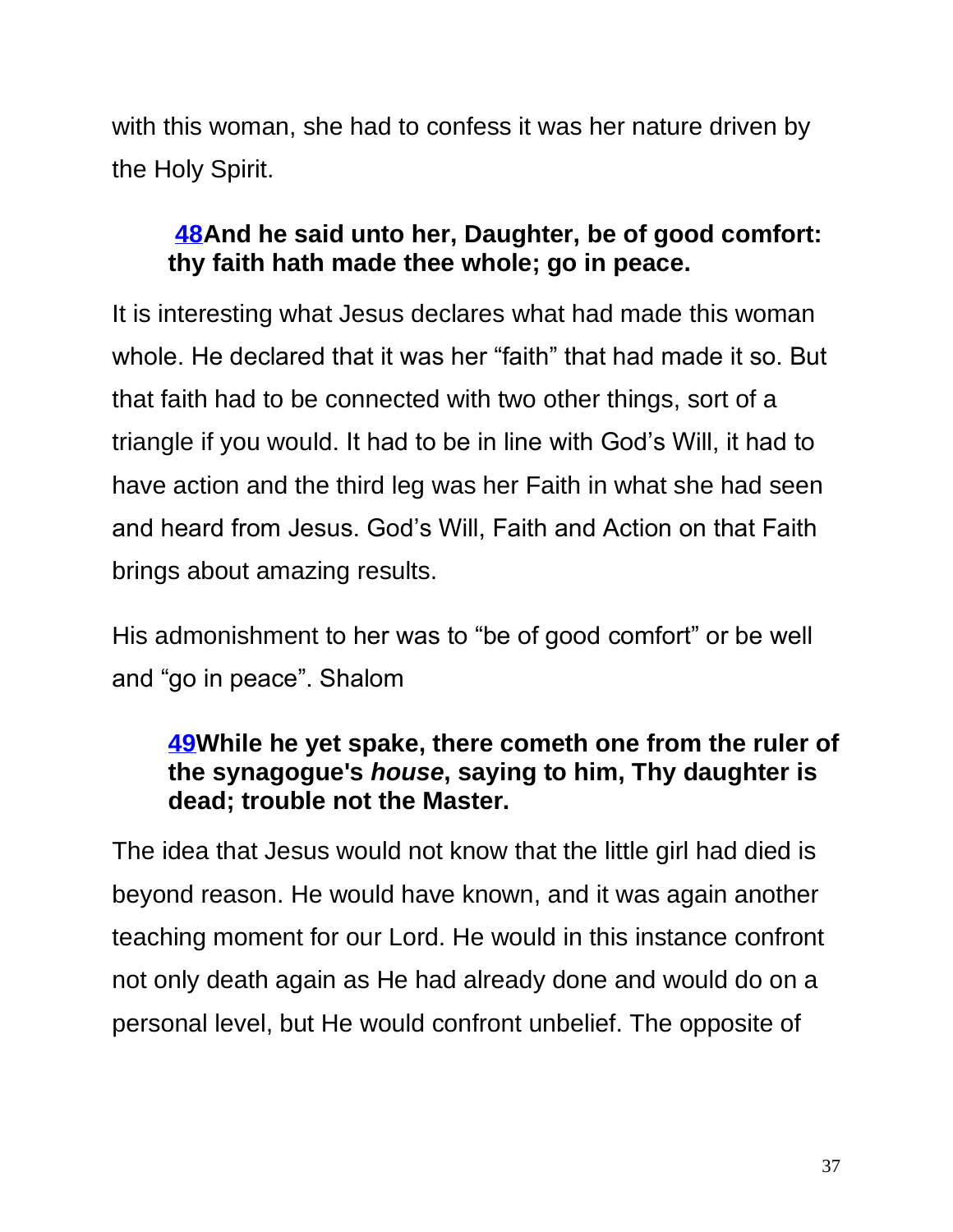with this woman, she had to confess it was her nature driven by the Holy Spirit.

> **48And he said unto her, Daughter, be of good comfort: thy faith hath made thee whole; go in peace.**

It is interesting what Jesus declares what had made this woman whole. He declared that it was her "faith" that had made it so. But that faith had to be connected with two other things, sort of a triangle if you would. It had to be in line with God's Will, it had to have action and the third leg was her Faith in what she had seen and heard from Jesus. God's Will, Faith and Action on that Faith brings about amazing results.

His admonishment to her was to "be of good comfort" or be well and "go in peace". Shalom

> **49While he yet spake, there cometh one from the ruler of the synagogue's *house*, saying to him, Thy daughter is dead; trouble not the Master.**

The idea that Jesus would not know that the little girl had died is beyond reason. He would have known, and it was again another teaching moment for our Lord. He would in this instance confront not only death again as He had already done and would do on a personal level, but He would confront unbelief. The opposite of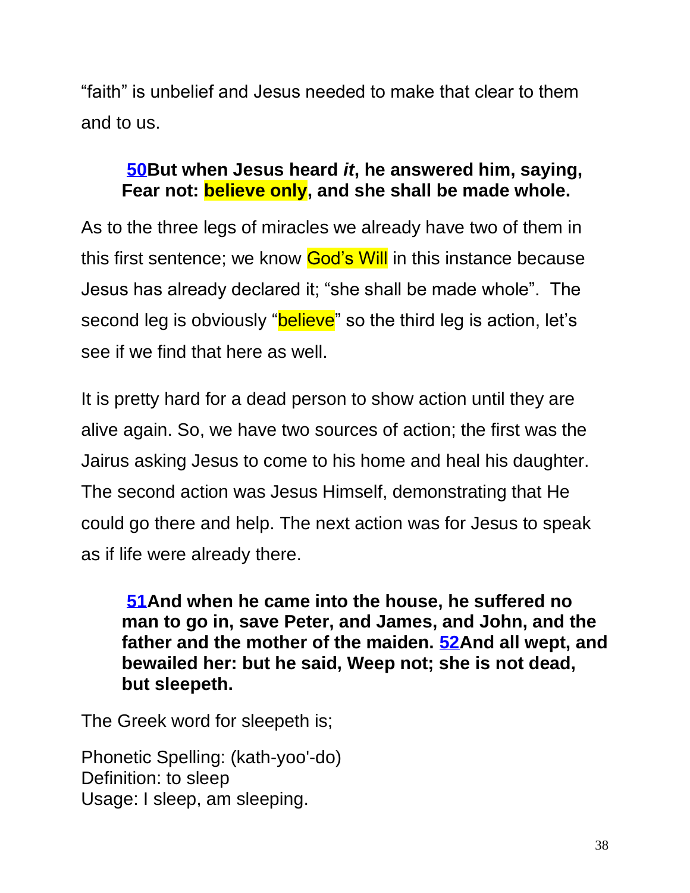“faith” is unbelief and Jesus needed to make that clear to them and to us.

> **50But when Jesus heard *it*, he answered him, saying, Fear not: believe only, and she shall be made whole.**

As to the three legs of miracles we already have two of them in this first sentence; we know God’s Will in this instance because Jesus has already declared it; “she shall be made whole”. The second leg is obviously “believe” so the third leg is action, let’s see if we find that here as well.

It is pretty hard for a dead person to show action until they are alive again. So, we have two sources of action; the first was the Jairus asking Jesus to come to his home and heal his daughter. The second action was Jesus Himself, demonstrating that He could go there and help. The next action was for Jesus to speak as if life were already there.

> **51And when he came into the house, he suffered no man to go in, save Peter, and James, and John, and the father and the mother of the maiden. 52And all wept, and bewailed her: but he said, Weep not; she is not dead, but sleepeth.**

The Greek word for sleepeth is;

Phonetic Spelling: (kath-yoo'-do)
Definition: to sleep
Usage: I sleep, am sleeping.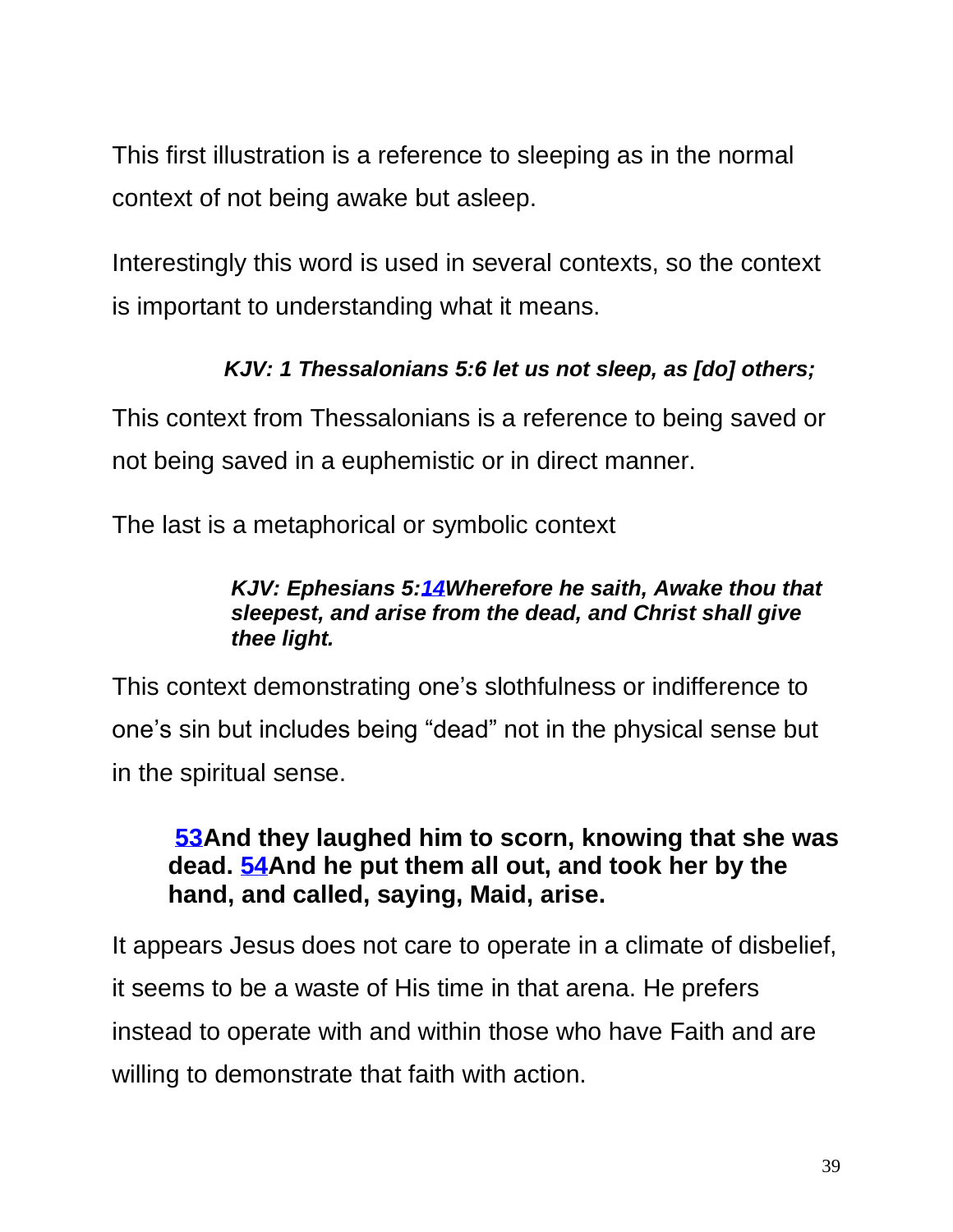This first illustration is a reference to sleeping as in the normal context of not being awake but asleep.

Interestingly this word is used in several contexts, so the context is important to understanding what it means.

> ***KJV: 1 Thessalonians 5:6 let us not sleep, as [do] others;***

This context from Thessalonians is a reference to being saved or not being saved in a euphemistic or in direct manner.

The last is a metaphorical or symbolic context

> ***KJV: Ephesians 5:14Wherefore he saith, Awake thou that sleepest, and arise from the dead, and Christ shall give thee light.***

This context demonstrating one's slothfulness or indifference to one's sin but includes being "dead" not in the physical sense but in the spiritual sense.

> **53And they laughed him to scorn, knowing that she was dead. 54And he put them all out, and took her by the hand, and called, saying, Maid, arise.**

It appears Jesus does not care to operate in a climate of disbelief, it seems to be a waste of His time in that arena. He prefers instead to operate with and within those who have Faith and are willing to demonstrate that faith with action.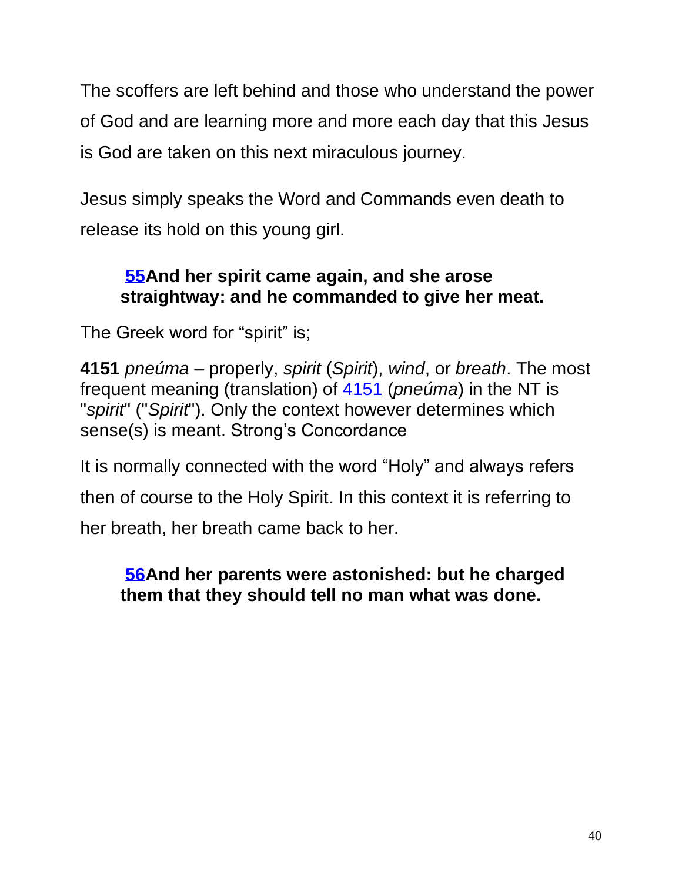The scoffers are left behind and those who understand the power of God and are learning more and more each day that this Jesus is God are taken on this next miraculous journey.

Jesus simply speaks the Word and Commands even death to release its hold on this young girl.

> **55And her spirit came again, and she arose straightway: and he commanded to give her meat.**

The Greek word for "spirit" is;

**4151** *pneúma* – properly, *spirit* (*Spirit*), *wind*, or *breath*. The most frequent meaning (translation) of 4151 (*pneúma*) in the NT is "*spirit*" ("*Spirit*"). Only the context however determines which sense(s) is meant. Strong's Concordance

It is normally connected with the word "Holy" and always refers then of course to the Holy Spirit. In this context it is referring to her breath, her breath came back to her.

> **56And her parents were astonished: but he charged them that they should tell no man what was done.**